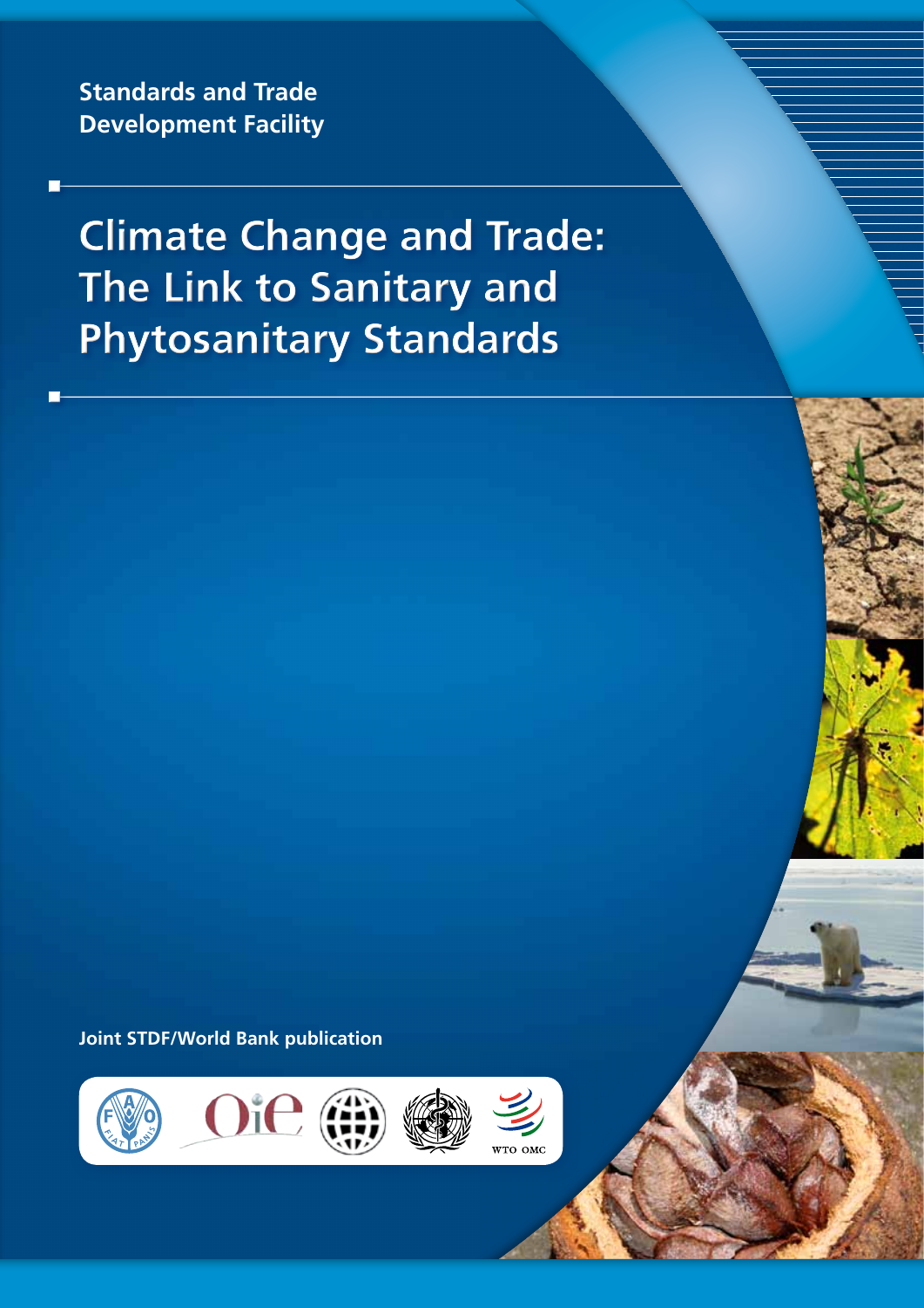Standards and Trade Development Facility

# Climate Change and Trade: The Link to Sanitary and Phytosanitary Standards

Joint STDF/World Bank publication

WTO OMC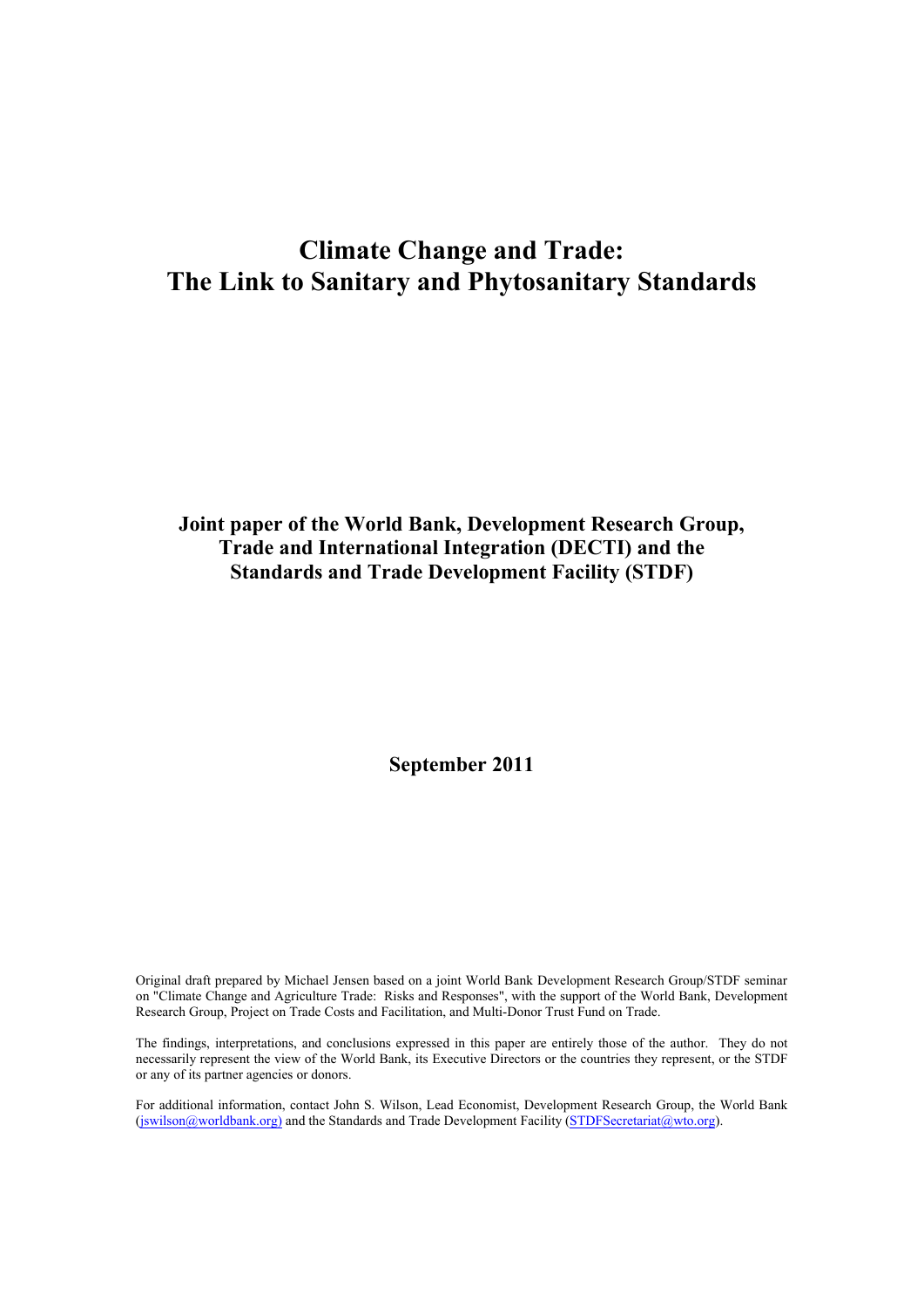# Climate Change and Trade: The Link to Sanitary and Phytosanitary Standards

**Joint paper of the World Bank, Development Research Group, Trade and International Integration (DECTI) and the Standards and Trade Development Facility (STDF)**

**September 2011**

Original draft prepared by Michael Jensen based on a joint World Bank Development Research Group/STDF seminar on "Climate Change and Agriculture Trade: Risks and Responses", with the support of the World Bank, Development Research Group, Project on Trade Costs and Facilitation, and Multi-Donor Trust Fund on Trade.

The findings, interpretations, and conclusions expressed in this paper are entirely those of the author. They do not necessarily represent the view of the World Bank, its Executive Directors or the countries they represent, or the STDF or any of its partner agencies or donors.

For additional information, contact John S. Wilson, Lead Economist, Development Research Group, the World Bank (jswilson@worldbank.org) and the Standards and Trade Development Facility (STDFSecretariat@wto.org).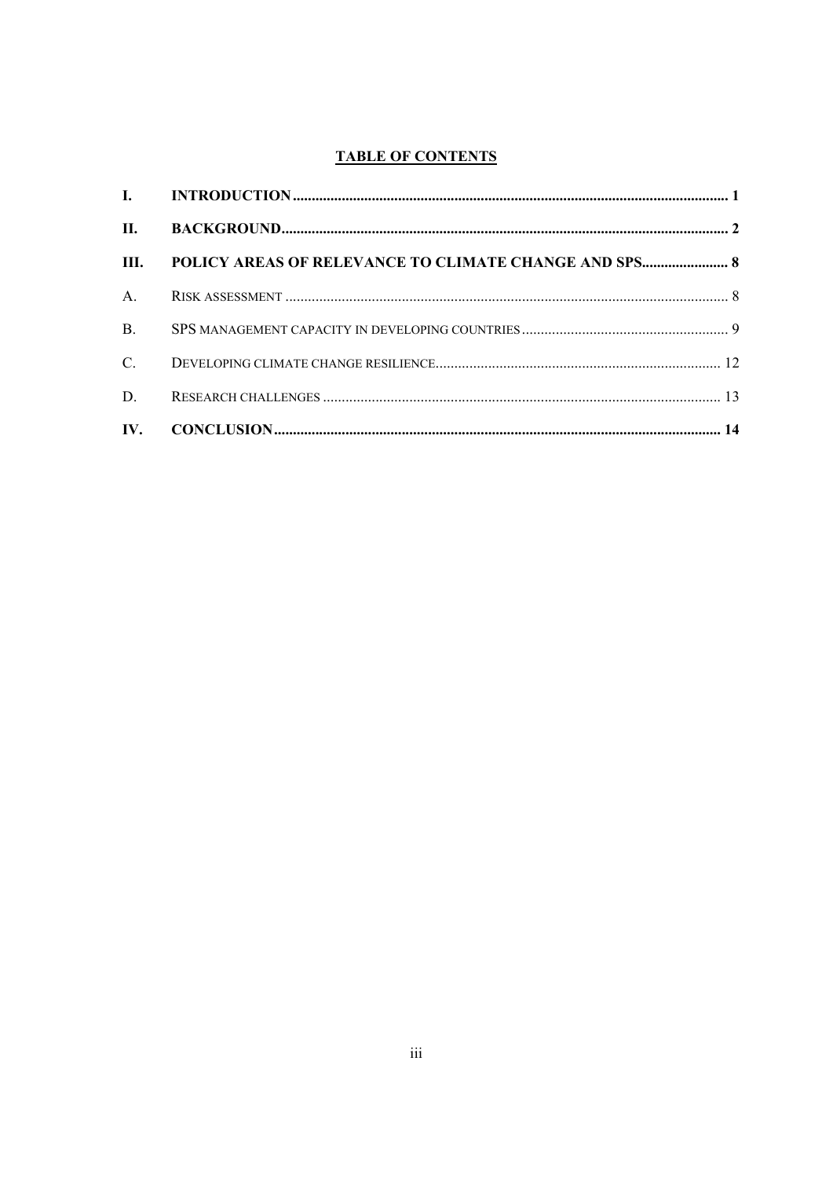**TABLE OF CONTENTS**

| | | |
|---|---|---|
| **I.** | **INTRODUCTION** | **1** |
| **II.** | **BACKGROUND** | **2** |
| **III.** | **POLICY AREAS OF RELEVANCE TO CLIMATE CHANGE AND SPS** | **8** |
| A. | RISK ASSESSMENT | 8 |
| B. | SPS MANAGEMENT CAPACITY IN DEVELOPING COUNTRIES | 9 |
| C. | DEVELOPING CLIMATE CHANGE RESILIENCE | 12 |
| D. | RESEARCH CHALLENGES | 13 |
| **IV.** | **CONCLUSION** | **14** |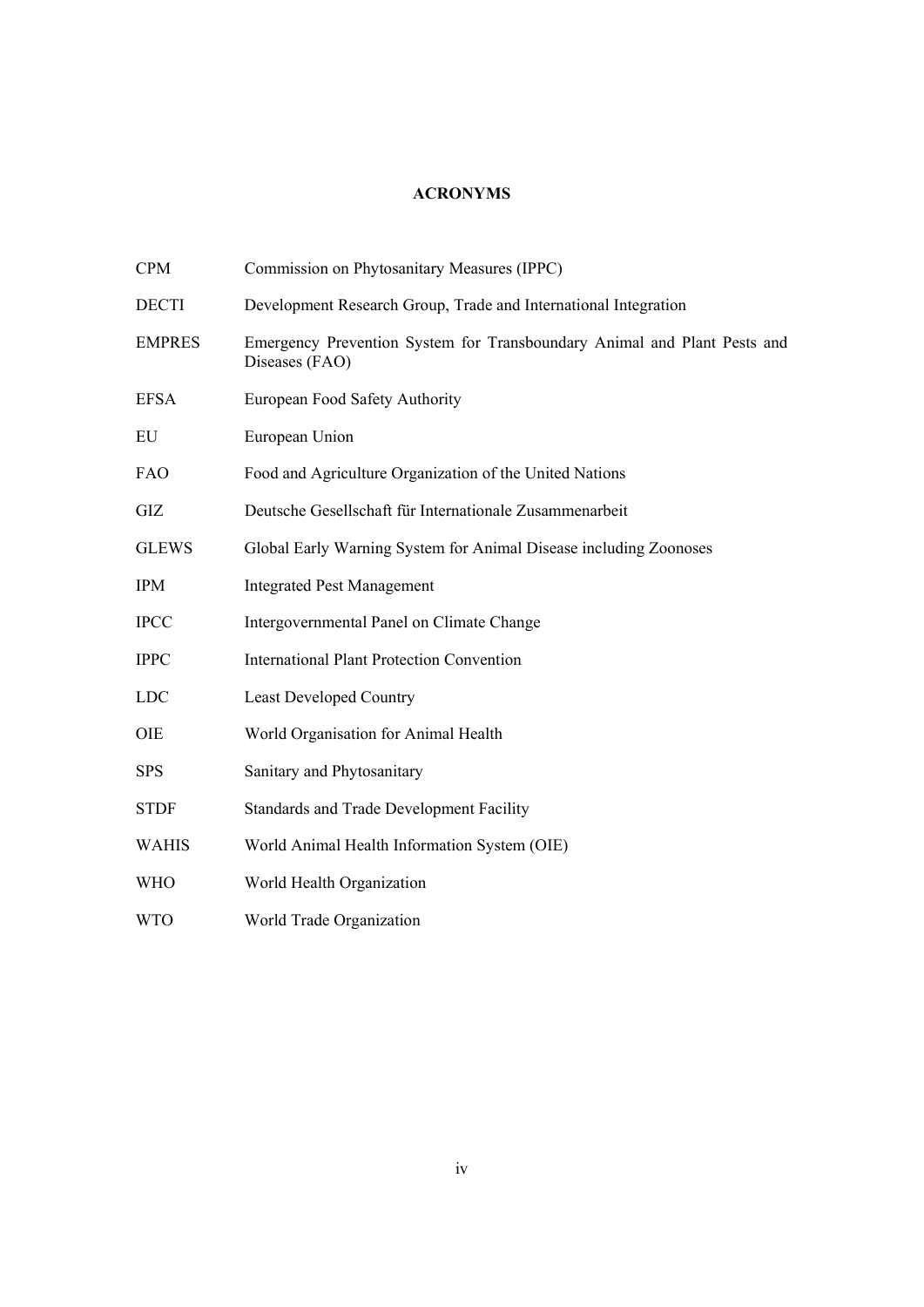# ACRONYMS

| | |
|---|---|
| CPM | Commission on Phytosanitary Measures (IPPC) |
| DECTI | Development Research Group, Trade and International Integration |
| EMPRES | Emergency Prevention System for Transboundary Animal and Plant Pests and Diseases (FAO) |
| EFSA | European Food Safety Authority |
| EU | European Union |
| FAO | Food and Agriculture Organization of the United Nations |
| GIZ | Deutsche Gesellschaft für Internationale Zusammenarbeit |
| GLEWS | Global Early Warning System for Animal Disease including Zoonoses |
| IPM | Integrated Pest Management |
| IPCC | Intergovernmental Panel on Climate Change |
| IPPC | International Plant Protection Convention |
| LDC | Least Developed Country |
| OIE | World Organisation for Animal Health |
| SPS | Sanitary and Phytosanitary |
| STDF | Standards and Trade Development Facility |
| WAHIS | World Animal Health Information System (OIE) |
| WHO | World Health Organization |
| WTO | World Trade Organization |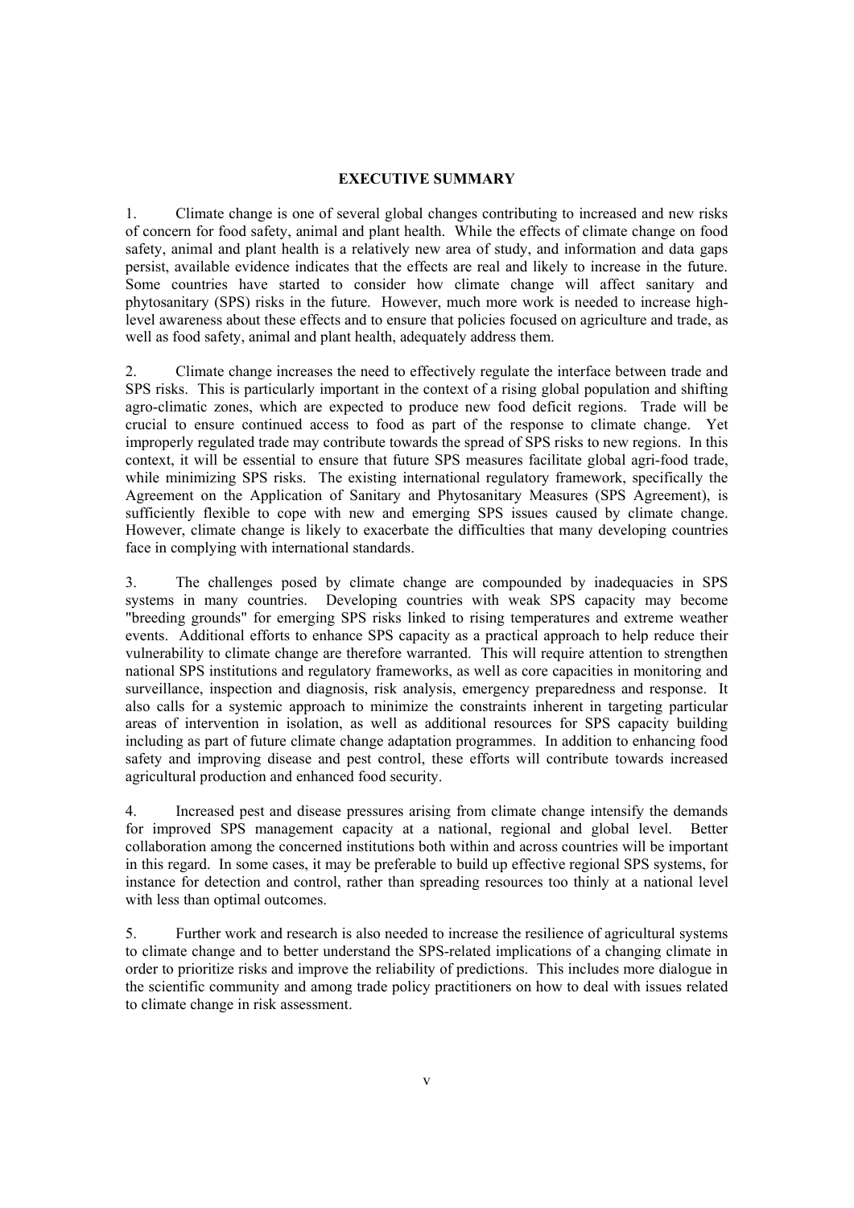## EXECUTIVE SUMMARY

1. Climate change is one of several global changes contributing to increased and new risks of concern for food safety, animal and plant health. While the effects of climate change on food safety, animal and plant health is a relatively new area of study, and information and data gaps persist, available evidence indicates that the effects are real and likely to increase in the future. Some countries have started to consider how climate change will affect sanitary and phytosanitary (SPS) risks in the future. However, much more work is needed to increase high-level awareness about these effects and to ensure that policies focused on agriculture and trade, as well as food safety, animal and plant health, adequately address them.

2. Climate change increases the need to effectively regulate the interface between trade and SPS risks. This is particularly important in the context of a rising global population and shifting agro-climatic zones, which are expected to produce new food deficit regions. Trade will be crucial to ensure continued access to food as part of the response to climate change. Yet improperly regulated trade may contribute towards the spread of SPS risks to new regions. In this context, it will be essential to ensure that future SPS measures facilitate global agri-food trade, while minimizing SPS risks. The existing international regulatory framework, specifically the Agreement on the Application of Sanitary and Phytosanitary Measures (SPS Agreement), is sufficiently flexible to cope with new and emerging SPS issues caused by climate change. However, climate change is likely to exacerbate the difficulties that many developing countries face in complying with international standards.

3. The challenges posed by climate change are compounded by inadequacies in SPS systems in many countries. Developing countries with weak SPS capacity may become "breeding grounds" for emerging SPS risks linked to rising temperatures and extreme weather events. Additional efforts to enhance SPS capacity as a practical approach to help reduce their vulnerability to climate change are therefore warranted. This will require attention to strengthen national SPS institutions and regulatory frameworks, as well as core capacities in monitoring and surveillance, inspection and diagnosis, risk analysis, emergency preparedness and response. It also calls for a systemic approach to minimize the constraints inherent in targeting particular areas of intervention in isolation, as well as additional resources for SPS capacity building including as part of future climate change adaptation programmes. In addition to enhancing food safety and improving disease and pest control, these efforts will contribute towards increased agricultural production and enhanced food security.

4. Increased pest and disease pressures arising from climate change intensify the demands for improved SPS management capacity at a national, regional and global level. Better collaboration among the concerned institutions both within and across countries will be important in this regard. In some cases, it may be preferable to build up effective regional SPS systems, for instance for detection and control, rather than spreading resources too thinly at a national level with less than optimal outcomes.

5. Further work and research is also needed to increase the resilience of agricultural systems to climate change and to better understand the SPS-related implications of a changing climate in order to prioritize risks and improve the reliability of predictions. This includes more dialogue in the scientific community and among trade policy practitioners on how to deal with issues related to climate change in risk assessment.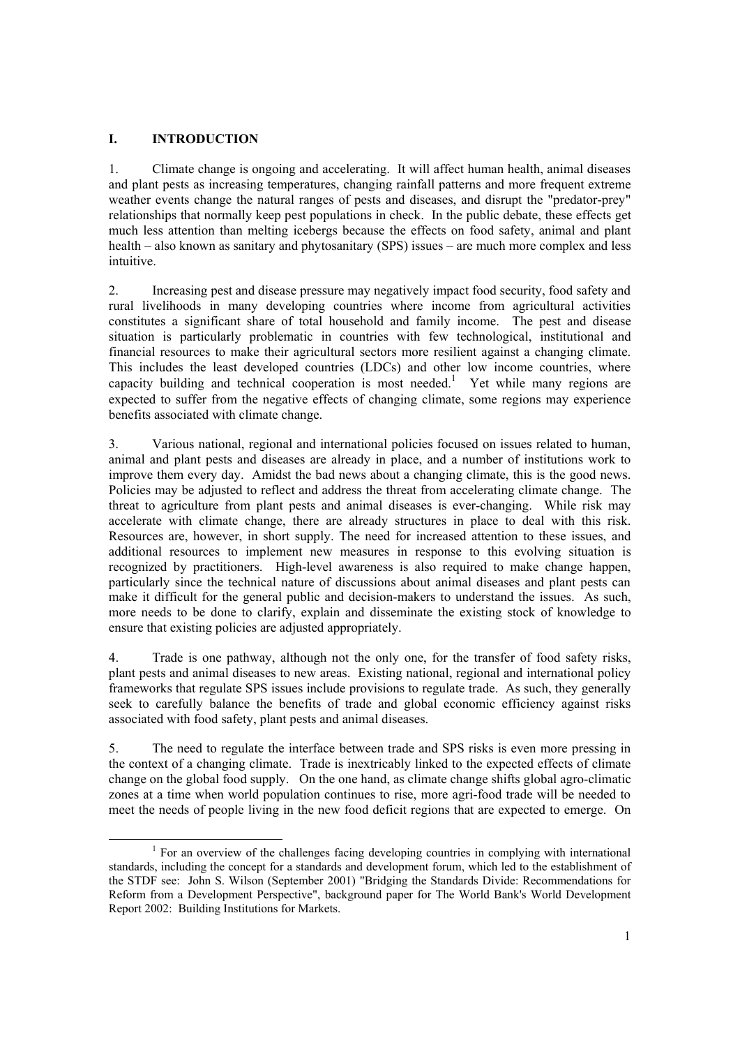## I. INTRODUCTION

1. Climate change is ongoing and accelerating. It will affect human health, animal diseases and plant pests as increasing temperatures, changing rainfall patterns and more frequent extreme weather events change the natural ranges of pests and diseases, and disrupt the "predator-prey" relationships that normally keep pest populations in check. In the public debate, these effects get much less attention than melting icebergs because the effects on food safety, animal and plant health – also known as sanitary and phytosanitary (SPS) issues – are much more complex and less intuitive.

2. Increasing pest and disease pressure may negatively impact food security, food safety and rural livelihoods in many developing countries where income from agricultural activities constitutes a significant share of total household and family income. The pest and disease situation is particularly problematic in countries with few technological, institutional and financial resources to make their agricultural sectors more resilient against a changing climate. This includes the least developed countries (LDCs) and other low income countries, where capacity building and technical cooperation is most needed.[1] Yet while many regions are expected to suffer from the negative effects of changing climate, some regions may experience benefits associated with climate change.

3. Various national, regional and international policies focused on issues related to human, animal and plant pests and diseases are already in place, and a number of institutions work to improve them every day. Amidst the bad news about a changing climate, this is the good news. Policies may be adjusted to reflect and address the threat from accelerating climate change. The threat to agriculture from plant pests and animal diseases is ever-changing. While risk may accelerate with climate change, there are already structures in place to deal with this risk. Resources are, however, in short supply. The need for increased attention to these issues, and additional resources to implement new measures in response to this evolving situation is recognized by practitioners. High-level awareness is also required to make change happen, particularly since the technical nature of discussions about animal diseases and plant pests can make it difficult for the general public and decision-makers to understand the issues. As such, more needs to be done to clarify, explain and disseminate the existing stock of knowledge to ensure that existing policies are adjusted appropriately.

4. Trade is one pathway, although not the only one, for the transfer of food safety risks, plant pests and animal diseases to new areas. Existing national, regional and international policy frameworks that regulate SPS issues include provisions to regulate trade. As such, they generally seek to carefully balance the benefits of trade and global economic efficiency against risks associated with food safety, plant pests and animal diseases.

5. The need to regulate the interface between trade and SPS risks is even more pressing in the context of a changing climate. Trade is inextricably linked to the expected effects of climate change on the global food supply. On the one hand, as climate change shifts global agro-climatic zones at a time when world population continues to rise, more agri-food trade will be needed to meet the needs of people living in the new food deficit regions that are expected to emerge. On

---

[1] For an overview of the challenges facing developing countries in complying with international standards, including the concept for a standards and development forum, which led to the establishment of the STDF see: John S. Wilson (September 2001) "Bridging the Standards Divide: Recommendations for Reform from a Development Perspective", background paper for The World Bank's World Development Report 2002: Building Institutions for Markets.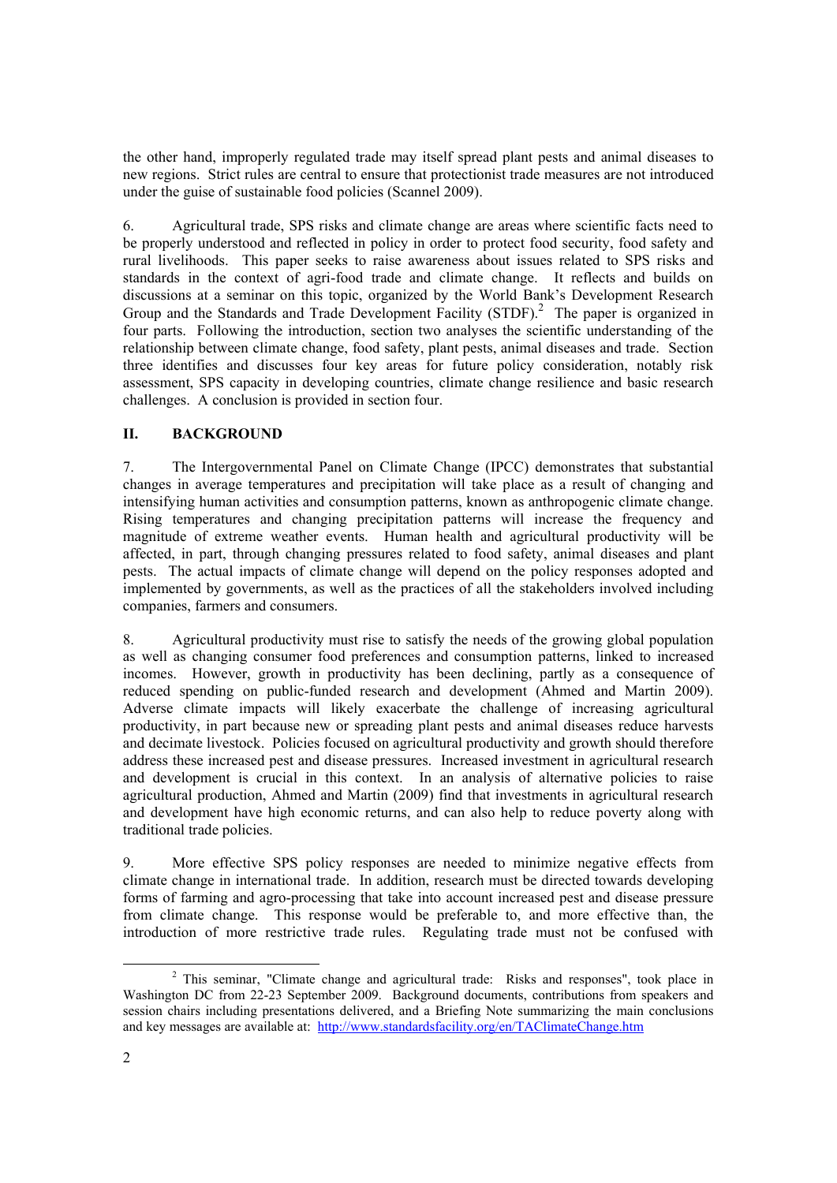the other hand, improperly regulated trade may itself spread plant pests and animal diseases to new regions. Strict rules are central to ensure that protectionist trade measures are not introduced under the guise of sustainable food policies (Scannel 2009).

6. Agricultural trade, SPS risks and climate change are areas where scientific facts need to be properly understood and reflected in policy in order to protect food security, food safety and rural livelihoods. This paper seeks to raise awareness about issues related to SPS risks and standards in the context of agri-food trade and climate change. It reflects and builds on discussions at a seminar on this topic, organized by the World Bank's Development Research Group and the Standards and Trade Development Facility (STDF).[2] The paper is organized in four parts. Following the introduction, section two analyses the scientific understanding of the relationship between climate change, food safety, plant pests, animal diseases and trade. Section three identifies and discusses four key areas for future policy consideration, notably risk assessment, SPS capacity in developing countries, climate change resilience and basic research challenges. A conclusion is provided in section four.

## II. BACKGROUND

7. The Intergovernmental Panel on Climate Change (IPCC) demonstrates that substantial changes in average temperatures and precipitation will take place as a result of changing and intensifying human activities and consumption patterns, known as anthropogenic climate change. Rising temperatures and changing precipitation patterns will increase the frequency and magnitude of extreme weather events. Human health and agricultural productivity will be affected, in part, through changing pressures related to food safety, animal diseases and plant pests. The actual impacts of climate change will depend on the policy responses adopted and implemented by governments, as well as the practices of all the stakeholders involved including companies, farmers and consumers.

8. Agricultural productivity must rise to satisfy the needs of the growing global population as well as changing consumer food preferences and consumption patterns, linked to increased incomes. However, growth in productivity has been declining, partly as a consequence of reduced spending on public-funded research and development (Ahmed and Martin 2009). Adverse climate impacts will likely exacerbate the challenge of increasing agricultural productivity, in part because new or spreading plant pests and animal diseases reduce harvests and decimate livestock. Policies focused on agricultural productivity and growth should therefore address these increased pest and disease pressures. Increased investment in agricultural research and development is crucial in this context. In an analysis of alternative policies to raise agricultural production, Ahmed and Martin (2009) find that investments in agricultural research and development have high economic returns, and can also help to reduce poverty along with traditional trade policies.

9. More effective SPS policy responses are needed to minimize negative effects from climate change in international trade. In addition, research must be directed towards developing forms of farming and agro-processing that take into account increased pest and disease pressure from climate change. This response would be preferable to, and more effective than, the introduction of more restrictive trade rules. Regulating trade must not be confused with

[2] This seminar, "Climate change and agricultural trade: Risks and responses", took place in Washington DC from 22-23 September 2009. Background documents, contributions from speakers and session chairs including presentations delivered, and a Briefing Note summarizing the main conclusions and key messages are available at: http://www.standardsfacility.org/en/TAClimateChange.htm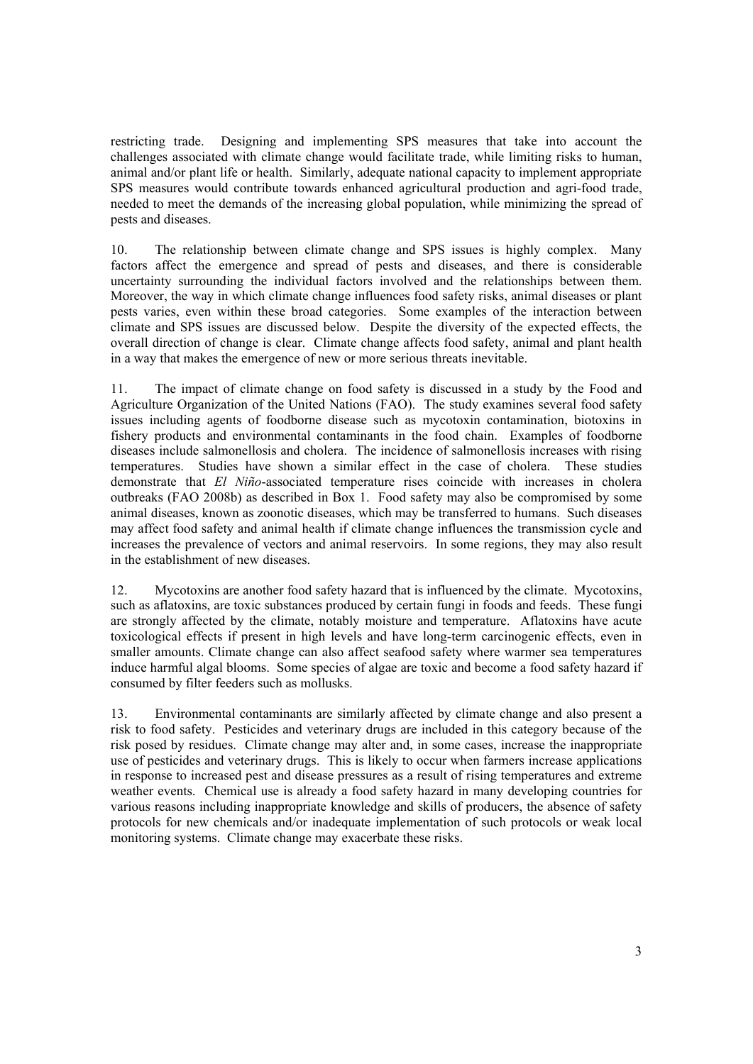restricting trade. Designing and implementing SPS measures that take into account the challenges associated with climate change would facilitate trade, while limiting risks to human, animal and/or plant life or health. Similarly, adequate national capacity to implement appropriate SPS measures would contribute towards enhanced agricultural production and agri-food trade, needed to meet the demands of the increasing global population, while minimizing the spread of pests and diseases.

10. The relationship between climate change and SPS issues is highly complex. Many factors affect the emergence and spread of pests and diseases, and there is considerable uncertainty surrounding the individual factors involved and the relationships between them. Moreover, the way in which climate change influences food safety risks, animal diseases or plant pests varies, even within these broad categories. Some examples of the interaction between climate and SPS issues are discussed below. Despite the diversity of the expected effects, the overall direction of change is clear. Climate change affects food safety, animal and plant health in a way that makes the emergence of new or more serious threats inevitable.

11. The impact of climate change on food safety is discussed in a study by the Food and Agriculture Organization of the United Nations (FAO). The study examines several food safety issues including agents of foodborne disease such as mycotoxin contamination, biotoxins in fishery products and environmental contaminants in the food chain. Examples of foodborne diseases include salmonellosis and cholera. The incidence of salmonellosis increases with rising temperatures. Studies have shown a similar effect in the case of cholera. These studies demonstrate that *El Niño*-associated temperature rises coincide with increases in cholera outbreaks (FAO 2008b) as described in Box 1. Food safety may also be compromised by some animal diseases, known as zoonotic diseases, which may be transferred to humans. Such diseases may affect food safety and animal health if climate change influences the transmission cycle and increases the prevalence of vectors and animal reservoirs. In some regions, they may also result in the establishment of new diseases.

12. Mycotoxins are another food safety hazard that is influenced by the climate. Mycotoxins, such as aflatoxins, are toxic substances produced by certain fungi in foods and feeds. These fungi are strongly affected by the climate, notably moisture and temperature. Aflatoxins have acute toxicological effects if present in high levels and have long-term carcinogenic effects, even in smaller amounts. Climate change can also affect seafood safety where warmer sea temperatures induce harmful algal blooms. Some species of algae are toxic and become a food safety hazard if consumed by filter feeders such as mollusks.

13. Environmental contaminants are similarly affected by climate change and also present a risk to food safety. Pesticides and veterinary drugs are included in this category because of the risk posed by residues. Climate change may alter and, in some cases, increase the inappropriate use of pesticides and veterinary drugs. This is likely to occur when farmers increase applications in response to increased pest and disease pressures as a result of rising temperatures and extreme weather events. Chemical use is already a food safety hazard in many developing countries for various reasons including inappropriate knowledge and skills of producers, the absence of safety protocols for new chemicals and/or inadequate implementation of such protocols or weak local monitoring systems. Climate change may exacerbate these risks.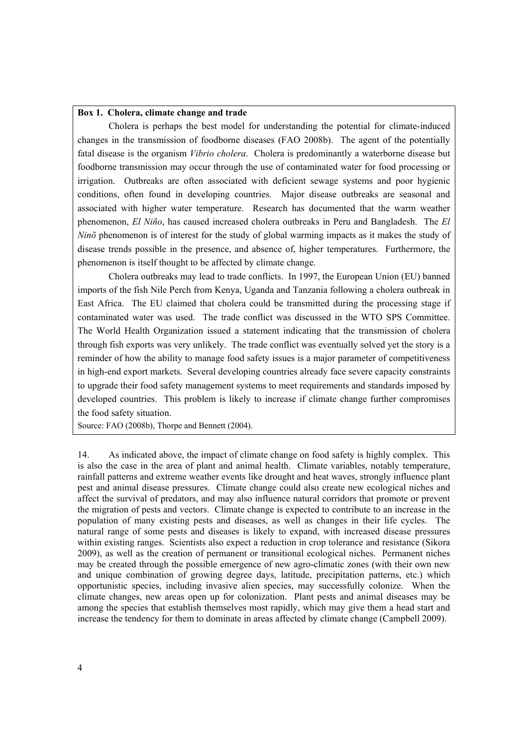**Box 1. Cholera, climate change and trade**

Cholera is perhaps the best model for understanding the potential for climate-induced changes in the transmission of foodborne diseases (FAO 2008b). The agent of the potentially fatal disease is the organism *Vibrio cholera*. Cholera is predominantly a waterborne disease but foodborne transmission may occur through the use of contaminated water for food processing or irrigation. Outbreaks are often associated with deficient sewage systems and poor hygienic conditions, often found in developing countries. Major disease outbreaks are seasonal and associated with higher water temperature. Research has documented that the warm weather phenomenon, *El Niño*, has caused increased cholera outbreaks in Peru and Bangladesh. The *El Ninõ* phenomenon is of interest for the study of global warming impacts as it makes the study of disease trends possible in the presence, and absence of, higher temperatures. Furthermore, the phenomenon is itself thought to be affected by climate change.

Cholera outbreaks may lead to trade conflicts. In 1997, the European Union (EU) banned imports of the fish Nile Perch from Kenya, Uganda and Tanzania following a cholera outbreak in East Africa. The EU claimed that cholera could be transmitted during the processing stage if contaminated water was used. The trade conflict was discussed in the WTO SPS Committee. The World Health Organization issued a statement indicating that the transmission of cholera through fish exports was very unlikely. The trade conflict was eventually solved yet the story is a reminder of how the ability to manage food safety issues is a major parameter of competitiveness in high-end export markets. Several developing countries already face severe capacity constraints to upgrade their food safety management systems to meet requirements and standards imposed by developed countries. This problem is likely to increase if climate change further compromises the food safety situation.

Source: FAO (2008b), Thorpe and Bennett (2004).

14. As indicated above, the impact of climate change on food safety is highly complex. This is also the case in the area of plant and animal health. Climate variables, notably temperature, rainfall patterns and extreme weather events like drought and heat waves, strongly influence plant pest and animal disease pressures. Climate change could also create new ecological niches and affect the survival of predators, and may also influence natural corridors that promote or prevent the migration of pests and vectors. Climate change is expected to contribute to an increase in the population of many existing pests and diseases, as well as changes in their life cycles. The natural range of some pests and diseases is likely to expand, with increased disease pressures within existing ranges. Scientists also expect a reduction in crop tolerance and resistance (Sikora 2009), as well as the creation of permanent or transitional ecological niches. Permanent niches may be created through the possible emergence of new agro-climatic zones (with their own new and unique combination of growing degree days, latitude, precipitation patterns, etc.) which opportunistic species, including invasive alien species, may successfully colonize. When the climate changes, new areas open up for colonization. Plant pests and animal diseases may be among the species that establish themselves most rapidly, which may give them a head start and increase the tendency for them to dominate in areas affected by climate change (Campbell 2009).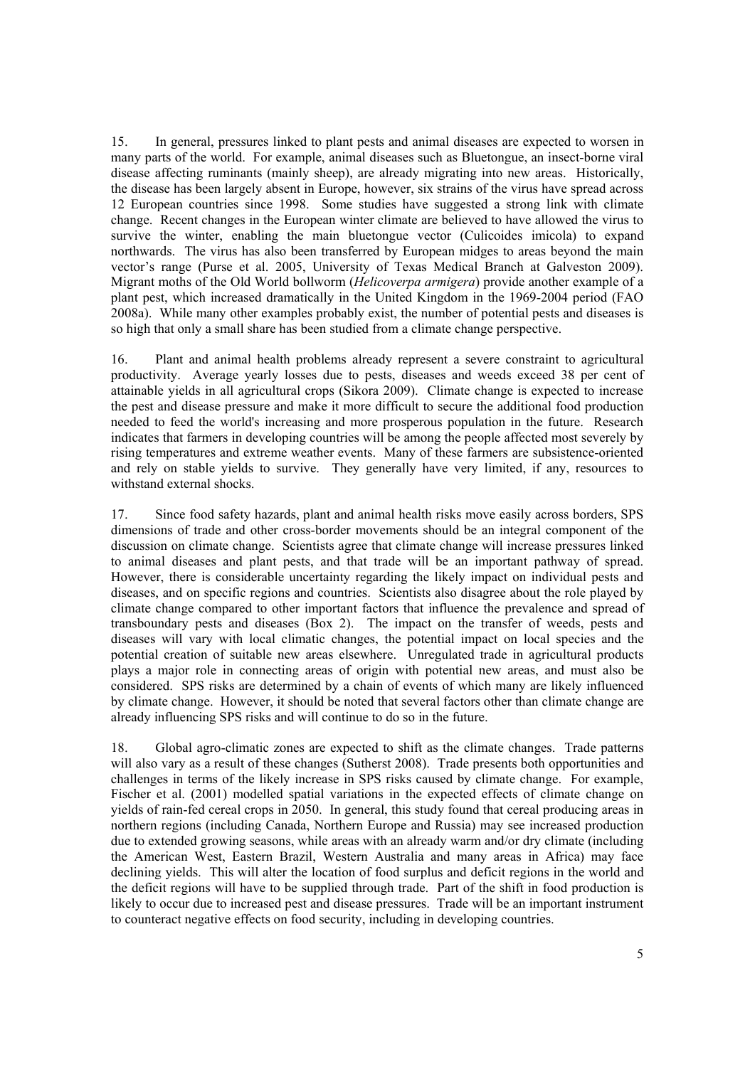15. In general, pressures linked to plant pests and animal diseases are expected to worsen in many parts of the world. For example, animal diseases such as Bluetongue, an insect-borne viral disease affecting ruminants (mainly sheep), are already migrating into new areas. Historically, the disease has been largely absent in Europe, however, six strains of the virus have spread across 12 European countries since 1998. Some studies have suggested a strong link with climate change. Recent changes in the European winter climate are believed to have allowed the virus to survive the winter, enabling the main bluetongue vector (Culicoides imicola) to expand northwards. The virus has also been transferred by European midges to areas beyond the main vector's range (Purse et al. 2005, University of Texas Medical Branch at Galveston 2009). Migrant moths of the Old World bollworm (*Helicoverpa armigera*) provide another example of a plant pest, which increased dramatically in the United Kingdom in the 1969-2004 period (FAO 2008a). While many other examples probably exist, the number of potential pests and diseases is so high that only a small share has been studied from a climate change perspective.

16. Plant and animal health problems already represent a severe constraint to agricultural productivity. Average yearly losses due to pests, diseases and weeds exceed 38 per cent of attainable yields in all agricultural crops (Sikora 2009). Climate change is expected to increase the pest and disease pressure and make it more difficult to secure the additional food production needed to feed the world's increasing and more prosperous population in the future. Research indicates that farmers in developing countries will be among the people affected most severely by rising temperatures and extreme weather events. Many of these farmers are subsistence-oriented and rely on stable yields to survive. They generally have very limited, if any, resources to withstand external shocks.

17. Since food safety hazards, plant and animal health risks move easily across borders, SPS dimensions of trade and other cross-border movements should be an integral component of the discussion on climate change. Scientists agree that climate change will increase pressures linked to animal diseases and plant pests, and that trade will be an important pathway of spread. However, there is considerable uncertainty regarding the likely impact on individual pests and diseases, and on specific regions and countries. Scientists also disagree about the role played by climate change compared to other important factors that influence the prevalence and spread of transboundary pests and diseases (Box 2). The impact on the transfer of weeds, pests and diseases will vary with local climatic changes, the potential impact on local species and the potential creation of suitable new areas elsewhere. Unregulated trade in agricultural products plays a major role in connecting areas of origin with potential new areas, and must also be considered. SPS risks are determined by a chain of events of which many are likely influenced by climate change. However, it should be noted that several factors other than climate change are already influencing SPS risks and will continue to do so in the future.

18. Global agro-climatic zones are expected to shift as the climate changes. Trade patterns will also vary as a result of these changes (Sutherst 2008). Trade presents both opportunities and challenges in terms of the likely increase in SPS risks caused by climate change. For example, Fischer et al. (2001) modelled spatial variations in the expected effects of climate change on yields of rain-fed cereal crops in 2050. In general, this study found that cereal producing areas in northern regions (including Canada, Northern Europe and Russia) may see increased production due to extended growing seasons, while areas with an already warm and/or dry climate (including the American West, Eastern Brazil, Western Australia and many areas in Africa) may face declining yields. This will alter the location of food surplus and deficit regions in the world and the deficit regions will have to be supplied through trade. Part of the shift in food production is likely to occur due to increased pest and disease pressures. Trade will be an important instrument to counteract negative effects on food security, including in developing countries.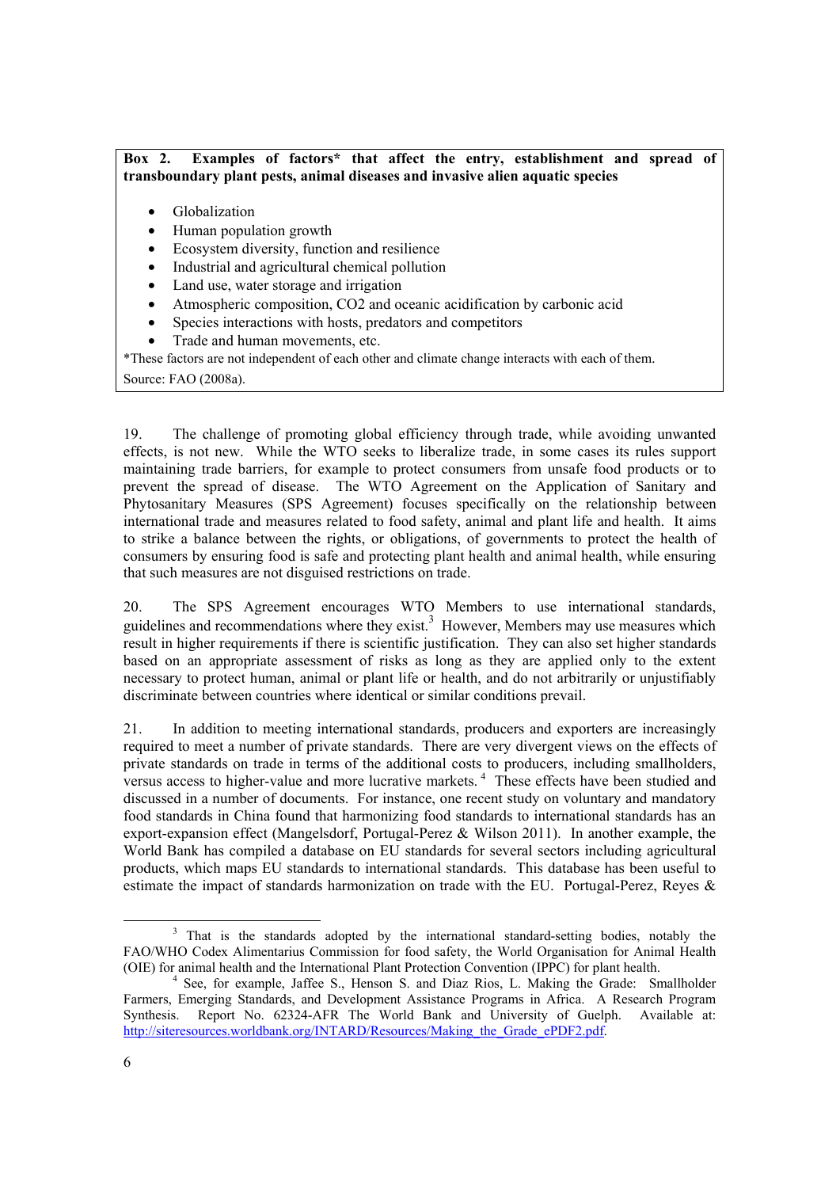**Box 2. Examples of factors* that affect the entry, establishment and spread of transboundary plant pests, animal diseases and invasive alien aquatic species**

- Globalization
- Human population growth
- Ecosystem diversity, function and resilience
- Industrial and agricultural chemical pollution
- Land use, water storage and irrigation
- Atmospheric composition, $CO_2$ and oceanic acidification by carbonic acid
- Species interactions with hosts, predators and competitors
- Trade and human movements, etc.

*These factors are not independent of each other and climate change interacts with each of them.

Source: FAO (2008a).

19. The challenge of promoting global efficiency through trade, while avoiding unwanted effects, is not new. While the WTO seeks to liberalize trade, in some cases its rules support maintaining trade barriers, for example to protect consumers from unsafe food products or to prevent the spread of disease. The WTO Agreement on the Application of Sanitary and Phytosanitary Measures (SPS Agreement) focuses specifically on the relationship between international trade and measures related to food safety, animal and plant life and health. It aims to strike a balance between the rights, or obligations, of governments to protect the health of consumers by ensuring food is safe and protecting plant health and animal health, while ensuring that such measures are not disguised restrictions on trade.

20. The SPS Agreement encourages WTO Members to use international standards, guidelines and recommendations where they exist.[3] However, Members may use measures which result in higher requirements if there is scientific justification. They can also set higher standards based on an appropriate assessment of risks as long as they are applied only to the extent necessary to protect human, animal or plant life or health, and do not arbitrarily or unjustifiably discriminate between countries where identical or similar conditions prevail.

21. In addition to meeting international standards, producers and exporters are increasingly required to meet a number of private standards. There are very divergent views on the effects of private standards on trade in terms of the additional costs to producers, including smallholders, versus access to higher-value and more lucrative markets.[4] These effects have been studied and discussed in a number of documents. For instance, one recent study on voluntary and mandatory food standards in China found that harmonizing food standards to international standards has an export-expansion effect (Mangelsdorf, Portugal-Perez & Wilson 2011). In another example, the World Bank has compiled a database on EU standards for several sectors including agricultural products, which maps EU standards to international standards. This database has been useful to estimate the impact of standards harmonization on trade with the EU. Portugal-Perez, Reyes &

---

[3] That is the standards adopted by the international standard-setting bodies, notably the FAO/WHO Codex Alimentarius Commission for food safety, the World Organisation for Animal Health (OIE) for animal health and the International Plant Protection Convention (IPPC) for plant health.

[4] See, for example, Jaffee S., Henson S. and Diaz Rios, L. Making the Grade: Smallholder Farmers, Emerging Standards, and Development Assistance Programs in Africa. A Research Program Synthesis. Report No. 62324-AFR The World Bank and University of Guelph. Available at: http://siteresources.worldbank.org/INTARD/Resources/Making_the_Grade_ePDF2.pdf.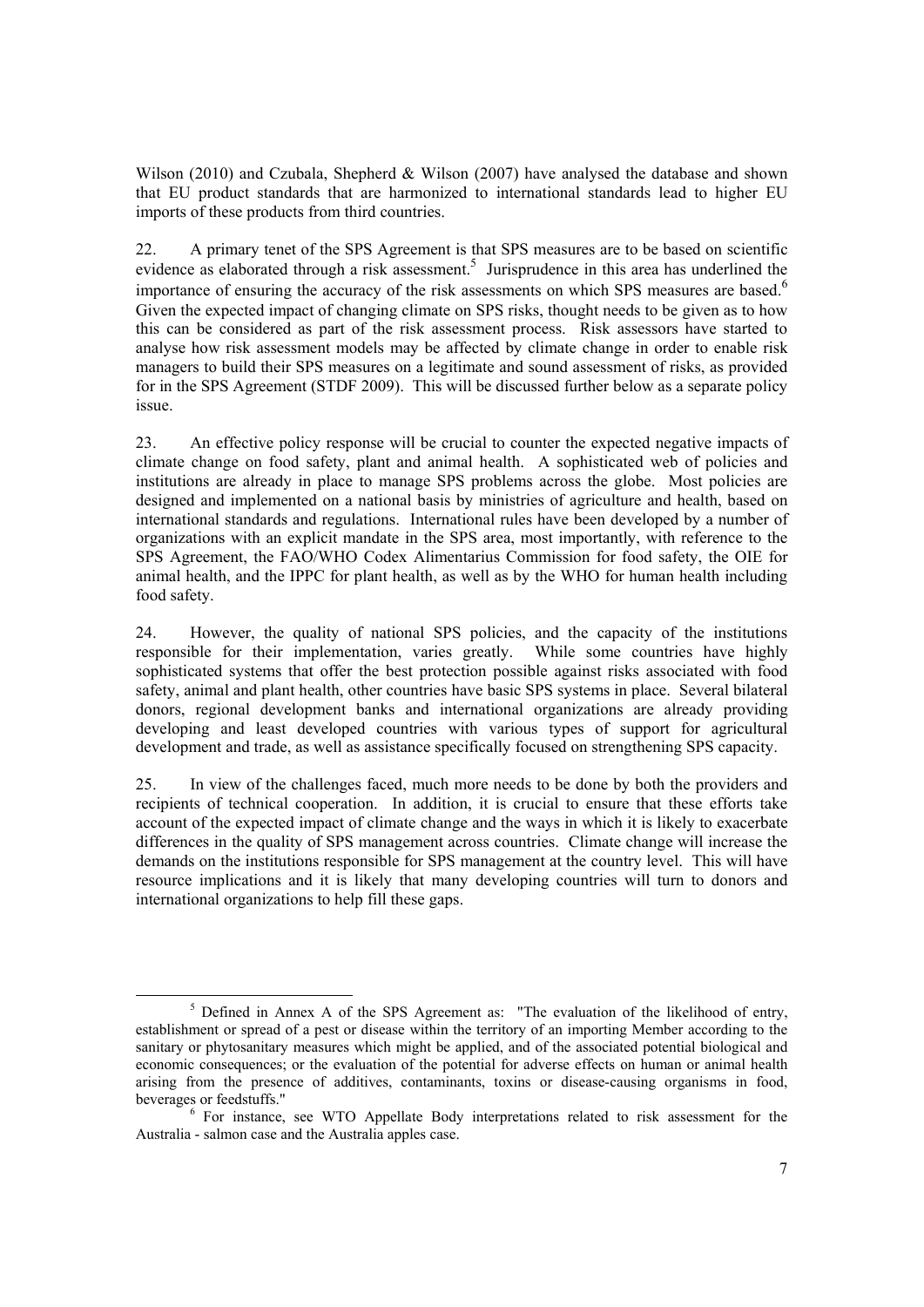Wilson (2010) and Czubala, Shepherd & Wilson (2007) have analysed the database and shown that EU product standards that are harmonized to international standards lead to higher EU imports of these products from third countries.

22. A primary tenet of the SPS Agreement is that SPS measures are to be based on scientific evidence as elaborated through a risk assessment.[5] Jurisprudence in this area has underlined the importance of ensuring the accuracy of the risk assessments on which SPS measures are based.[6] Given the expected impact of changing climate on SPS risks, thought needs to be given as to how this can be considered as part of the risk assessment process. Risk assessors have started to analyse how risk assessment models may be affected by climate change in order to enable risk managers to build their SPS measures on a legitimate and sound assessment of risks, as provided for in the SPS Agreement (STDF 2009). This will be discussed further below as a separate policy issue.

23. An effective policy response will be crucial to counter the expected negative impacts of climate change on food safety, plant and animal health. A sophisticated web of policies and institutions are already in place to manage SPS problems across the globe. Most policies are designed and implemented on a national basis by ministries of agriculture and health, based on international standards and regulations. International rules have been developed by a number of organizations with an explicit mandate in the SPS area, most importantly, with reference to the SPS Agreement, the FAO/WHO Codex Alimentarius Commission for food safety, the OIE for animal health, and the IPPC for plant health, as well as by the WHO for human health including food safety.

24. However, the quality of national SPS policies, and the capacity of the institutions responsible for their implementation, varies greatly. While some countries have highly sophisticated systems that offer the best protection possible against risks associated with food safety, animal and plant health, other countries have basic SPS systems in place. Several bilateral donors, regional development banks and international organizations are already providing developing and least developed countries with various types of support for agricultural development and trade, as well as assistance specifically focused on strengthening SPS capacity.

25. In view of the challenges faced, much more needs to be done by both the providers and recipients of technical cooperation. In addition, it is crucial to ensure that these efforts take account of the expected impact of climate change and the ways in which it is likely to exacerbate differences in the quality of SPS management across countries. Climate change will increase the demands on the institutions responsible for SPS management at the country level. This will have resource implications and it is likely that many developing countries will turn to donors and international organizations to help fill these gaps.

---

[5] Defined in Annex A of the SPS Agreement as: "The evaluation of the likelihood of entry, establishment or spread of a pest or disease within the territory of an importing Member according to the sanitary or phytosanitary measures which might be applied, and of the associated potential biological and economic consequences; or the evaluation of the potential for adverse effects on human or animal health arising from the presence of additives, contaminants, toxins or disease-causing organisms in food, beverages or feedstuffs."

[6] For instance, see WTO Appellate Body interpretations related to risk assessment for the Australia - salmon case and the Australia apples case.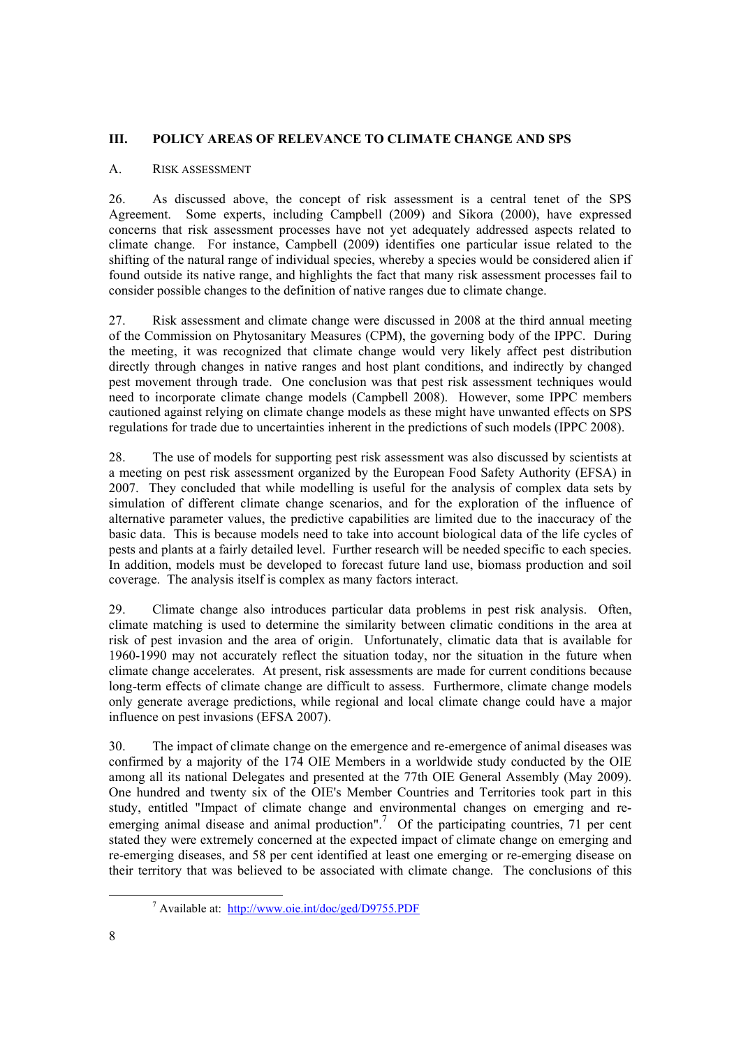## III. POLICY AREAS OF RELEVANCE TO CLIMATE CHANGE AND SPS

### A. RISK ASSESSMENT

26. As discussed above, the concept of risk assessment is a central tenet of the SPS Agreement. Some experts, including Campbell (2009) and Sikora (2000), have expressed concerns that risk assessment processes have not yet adequately addressed aspects related to climate change. For instance, Campbell (2009) identifies one particular issue related to the shifting of the natural range of individual species, whereby a species would be considered alien if found outside its native range, and highlights the fact that many risk assessment processes fail to consider possible changes to the definition of native ranges due to climate change.

27. Risk assessment and climate change were discussed in 2008 at the third annual meeting of the Commission on Phytosanitary Measures (CPM), the governing body of the IPPC. During the meeting, it was recognized that climate change would very likely affect pest distribution directly through changes in native ranges and host plant conditions, and indirectly by changed pest movement through trade. One conclusion was that pest risk assessment techniques would need to incorporate climate change models (Campbell 2008). However, some IPPC members cautioned against relying on climate change models as these might have unwanted effects on SPS regulations for trade due to uncertainties inherent in the predictions of such models (IPPC 2008).

28. The use of models for supporting pest risk assessment was also discussed by scientists at a meeting on pest risk assessment organized by the European Food Safety Authority (EFSA) in 2007. They concluded that while modelling is useful for the analysis of complex data sets by simulation of different climate change scenarios, and for the exploration of the influence of alternative parameter values, the predictive capabilities are limited due to the inaccuracy of the basic data. This is because models need to take into account biological data of the life cycles of pests and plants at a fairly detailed level. Further research will be needed specific to each species. In addition, models must be developed to forecast future land use, biomass production and soil coverage. The analysis itself is complex as many factors interact.

29. Climate change also introduces particular data problems in pest risk analysis. Often, climate matching is used to determine the similarity between climatic conditions in the area at risk of pest invasion and the area of origin. Unfortunately, climatic data that is available for 1960-1990 may not accurately reflect the situation today, nor the situation in the future when climate change accelerates. At present, risk assessments are made for current conditions because long-term effects of climate change are difficult to assess. Furthermore, climate change models only generate average predictions, while regional and local climate change could have a major influence on pest invasions (EFSA 2007).

30. The impact of climate change on the emergence and re-emergence of animal diseases was confirmed by a majority of the 174 OIE Members in a worldwide study conducted by the OIE among all its national Delegates and presented at the 77th OIE General Assembly (May 2009). One hundred and twenty six of the OIE's Member Countries and Territories took part in this study, entitled "Impact of climate change and environmental changes on emerging and re-emerging animal disease and animal production".[7] Of the participating countries, 71 per cent stated they were extremely concerned at the expected impact of climate change on emerging and re-emerging diseases, and 58 per cent identified at least one emerging or re-emerging disease on their territory that was believed to be associated with climate change. The conclusions of this

---

[7] Available at: http://www.oie.int/doc/ged/D9755.PDF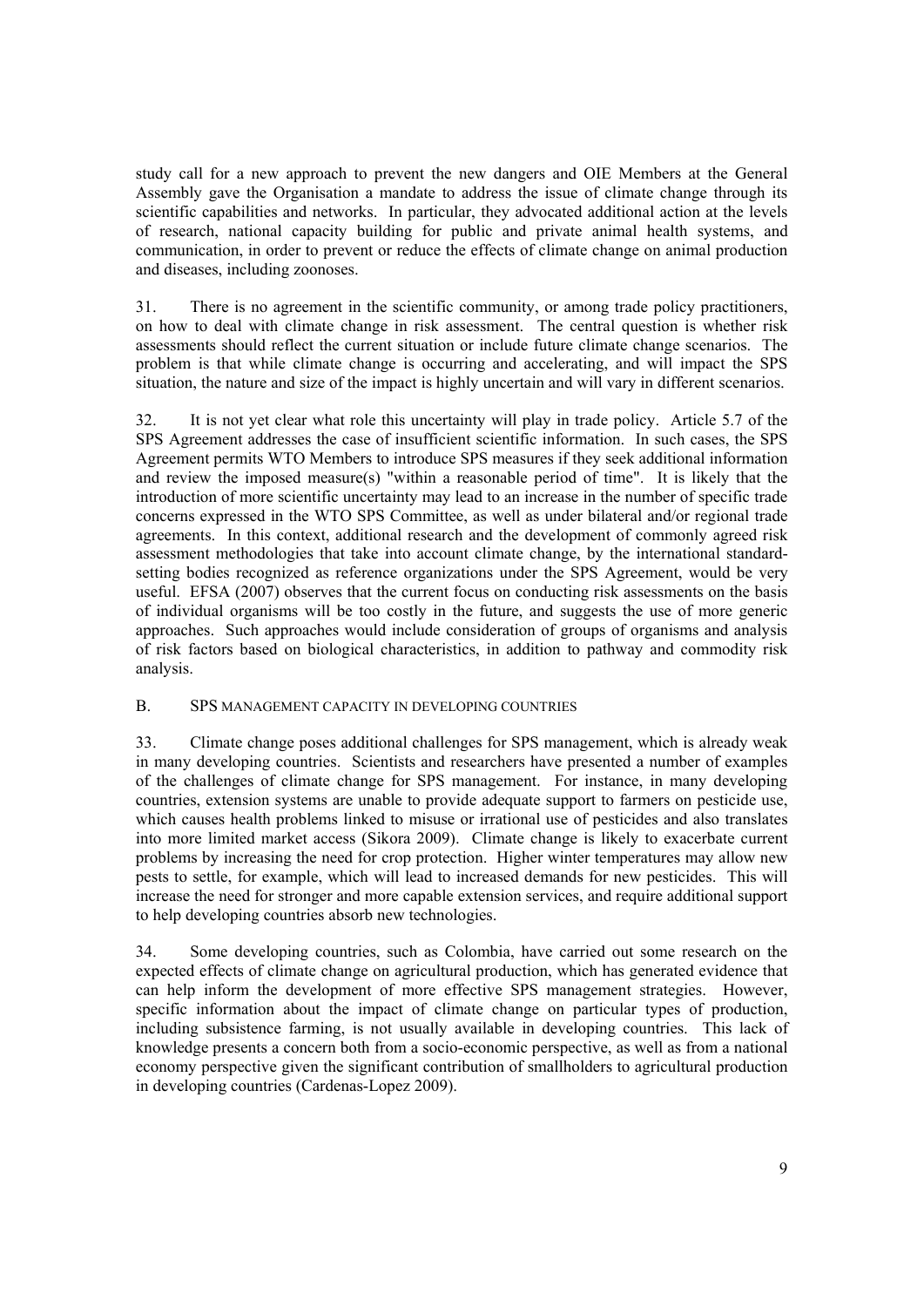study call for a new approach to prevent the new dangers and OIE Members at the General Assembly gave the Organisation a mandate to address the issue of climate change through its scientific capabilities and networks. In particular, they advocated additional action at the levels of research, national capacity building for public and private animal health systems, and communication, in order to prevent or reduce the effects of climate change on animal production and diseases, including zoonoses.

31. There is no agreement in the scientific community, or among trade policy practitioners, on how to deal with climate change in risk assessment. The central question is whether risk assessments should reflect the current situation or include future climate change scenarios. The problem is that while climate change is occurring and accelerating, and will impact the SPS situation, the nature and size of the impact is highly uncertain and will vary in different scenarios.

32. It is not yet clear what role this uncertainty will play in trade policy. Article 5.7 of the SPS Agreement addresses the case of insufficient scientific information. In such cases, the SPS Agreement permits WTO Members to introduce SPS measures if they seek additional information and review the imposed measure(s) "within a reasonable period of time". It is likely that the introduction of more scientific uncertainty may lead to an increase in the number of specific trade concerns expressed in the WTO SPS Committee, as well as under bilateral and/or regional trade agreements. In this context, additional research and the development of commonly agreed risk assessment methodologies that take into account climate change, by the international standard-setting bodies recognized as reference organizations under the SPS Agreement, would be very useful. EFSA (2007) observes that the current focus on conducting risk assessments on the basis of individual organisms will be too costly in the future, and suggests the use of more generic approaches. Such approaches would include consideration of groups of organisms and analysis of risk factors based on biological characteristics, in addition to pathway and commodity risk analysis.

## B. SPS MANAGEMENT CAPACITY IN DEVELOPING COUNTRIES

33. Climate change poses additional challenges for SPS management, which is already weak in many developing countries. Scientists and researchers have presented a number of examples of the challenges of climate change for SPS management. For instance, in many developing countries, extension systems are unable to provide adequate support to farmers on pesticide use, which causes health problems linked to misuse or irrational use of pesticides and also translates into more limited market access (Sikora 2009). Climate change is likely to exacerbate current problems by increasing the need for crop protection. Higher winter temperatures may allow new pests to settle, for example, which will lead to increased demands for new pesticides. This will increase the need for stronger and more capable extension services, and require additional support to help developing countries absorb new technologies.

34. Some developing countries, such as Colombia, have carried out some research on the expected effects of climate change on agricultural production, which has generated evidence that can help inform the development of more effective SPS management strategies. However, specific information about the impact of climate change on particular types of production, including subsistence farming, is not usually available in developing countries. This lack of knowledge presents a concern both from a socio-economic perspective, as well as from a national economy perspective given the significant contribution of smallholders to agricultural production in developing countries (Cardenas-Lopez 2009).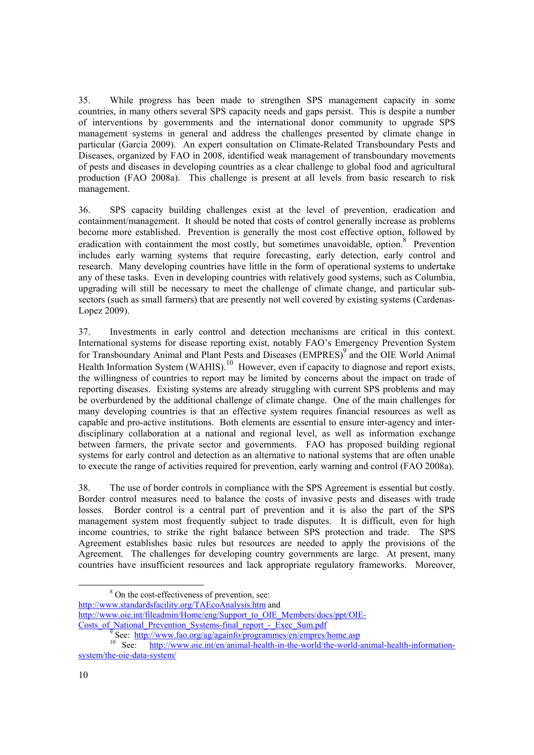35. While progress has been made to strengthen SPS management capacity in some countries, in many others several SPS capacity needs and gaps persist. This is despite a number of interventions by governments and the international donor community to upgrade SPS management systems in general and address the challenges presented by climate change in particular (Garcia 2009). An expert consultation on Climate-Related Transboundary Pests and Diseases, organized by FAO in 2008, identified weak management of transboundary movements of pests and diseases in developing countries as a clear challenge to global food and agricultural production (FAO 2008a). This challenge is present at all levels from basic research to risk management.

36. SPS capacity building challenges exist at the level of prevention, eradication and containment/management. It should be noted that costs of control generally increase as problems become more established. Prevention is generally the most cost effective option, followed by eradication with containment the most costly, but sometimes unavoidable, option.[8] Prevention includes early warning systems that require forecasting, early detection, early control and research. Many developing countries have little in the form of operational systems to undertake any of these tasks. Even in developing countries with relatively good systems, such as Columbia, upgrading will still be necessary to meet the challenge of climate change, and particular sub-sectors (such as small farmers) that are presently not well covered by existing systems (Cardenas-Lopez 2009).

37. Investments in early control and detection mechanisms are critical in this context. International systems for disease reporting exist, notably FAO's Emergency Prevention System for Transboundary Animal and Plant Pests and Diseases (EMPRES)[9] and the OIE World Animal Health Information System (WAHIS).[10] However, even if capacity to diagnose and report exists, the willingness of countries to report may be limited by concerns about the impact on trade of reporting diseases. Existing systems are already struggling with current SPS problems and may be overburdened by the additional challenge of climate change. One of the main challenges for many developing countries is that an effective system requires financial resources as well as capable and pro-active institutions. Both elements are essential to ensure inter-agency and inter-disciplinary collaboration at a national and regional level, as well as information exchange between farmers, the private sector and governments. FAO has proposed building regional systems for early control and detection as an alternative to national systems that are often unable to execute the range of activities required for prevention, early warning and control (FAO 2008a).

38. The use of border controls in compliance with the SPS Agreement is essential but costly. Border control measures need to balance the costs of invasive pests and diseases with trade losses. Border control is a central part of prevention and it is also the part of the SPS management system most frequently subject to trade disputes. It is difficult, even for high income countries, to strike the right balance between SPS protection and trade. The SPS Agreement establishes basic rules but resources are needed to apply the provisions of the Agreement. The challenges for developing country governments are large. At present, many countries have insufficient resources and lack appropriate regulatory frameworks. Moreover,

---

[8] On the cost-effectiveness of prevention, see: http://www.standardsfacility.org/TAEcoAnalysis.htm and http://www.oie.int/fileadmin/Home/eng/Support_to_OIE_Members/docs/ppt/OIE-Costs_of_National_Prevention_Systems-final_report_-_Exec_Sum.pdf

[9] See: http://www.fao.org/ag/againfo/programmes/en/empres/home.asp

[10] See: http://www.oie.int/en/animal-health-in-the-world/the-world-animal-health-information-system/the-oie-data-system/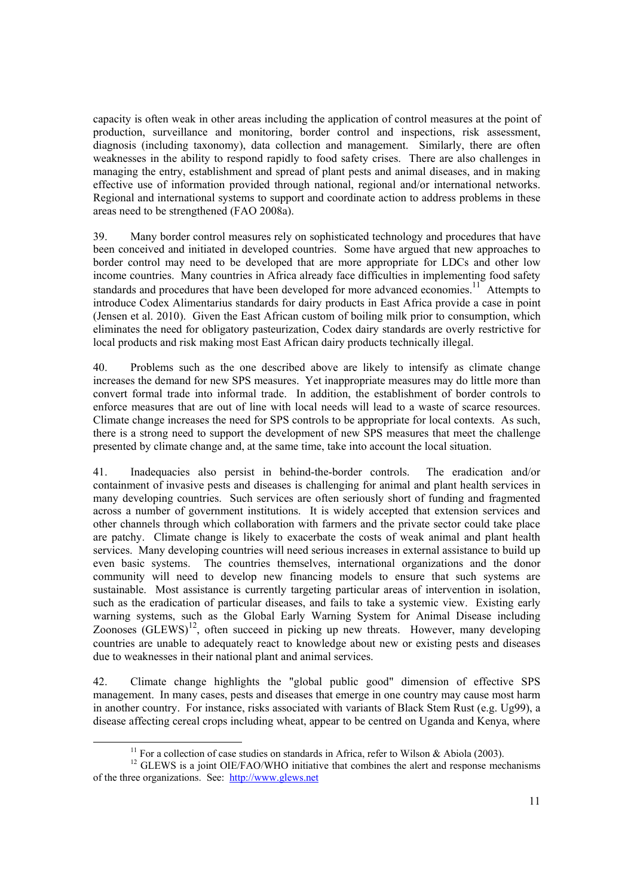capacity is often weak in other areas including the application of control measures at the point of production, surveillance and monitoring, border control and inspections, risk assessment, diagnosis (including taxonomy), data collection and management. Similarly, there are often weaknesses in the ability to respond rapidly to food safety crises. There are also challenges in managing the entry, establishment and spread of plant pests and animal diseases, and in making effective use of information provided through national, regional and/or international networks. Regional and international systems to support and coordinate action to address problems in these areas need to be strengthened (FAO 2008a).

39. Many border control measures rely on sophisticated technology and procedures that have been conceived and initiated in developed countries. Some have argued that new approaches to border control may need to be developed that are more appropriate for LDCs and other low income countries. Many countries in Africa already face difficulties in implementing food safety standards and procedures that have been developed for more advanced economies.[11] Attempts to introduce Codex Alimentarius standards for dairy products in East Africa provide a case in point (Jensen et al. 2010). Given the East African custom of boiling milk prior to consumption, which eliminates the need for obligatory pasteurization, Codex dairy standards are overly restrictive for local products and risk making most East African dairy products technically illegal.

40. Problems such as the one described above are likely to intensify as climate change increases the demand for new SPS measures. Yet inappropriate measures may do little more than convert formal trade into informal trade. In addition, the establishment of border controls to enforce measures that are out of line with local needs will lead to a waste of scarce resources. Climate change increases the need for SPS controls to be appropriate for local contexts. As such, there is a strong need to support the development of new SPS measures that meet the challenge presented by climate change and, at the same time, take into account the local situation.

41. Inadequacies also persist in behind-the-border controls. The eradication and/or containment of invasive pests and diseases is challenging for animal and plant health services in many developing countries. Such services are often seriously short of funding and fragmented across a number of government institutions. It is widely accepted that extension services and other channels through which collaboration with farmers and the private sector could take place are patchy. Climate change is likely to exacerbate the costs of weak animal and plant health services. Many developing countries will need serious increases in external assistance to build up even basic systems. The countries themselves, international organizations and the donor community will need to develop new financing models to ensure that such systems are sustainable. Most assistance is currently targeting particular areas of intervention in isolation, such as the eradication of particular diseases, and fails to take a systemic view. Existing early warning systems, such as the Global Early Warning System for Animal Disease including Zoonoses (GLEWS)[12], often succeed in picking up new threats. However, many developing countries are unable to adequately react to knowledge about new or existing pests and diseases due to weaknesses in their national plant and animal services.

42. Climate change highlights the "global public good" dimension of effective SPS management. In many cases, pests and diseases that emerge in one country may cause most harm in another country. For instance, risks associated with variants of Black Stem Rust (e.g. Ug99), a disease affecting cereal crops including wheat, appear to be centred on Uganda and Kenya, where

[11] For a collection of case studies on standards in Africa, refer to Wilson & Abiola (2003).

[12] GLEWS is a joint OIE/FAO/WHO initiative that combines the alert and response mechanisms of the three organizations. See: http://www.glews.net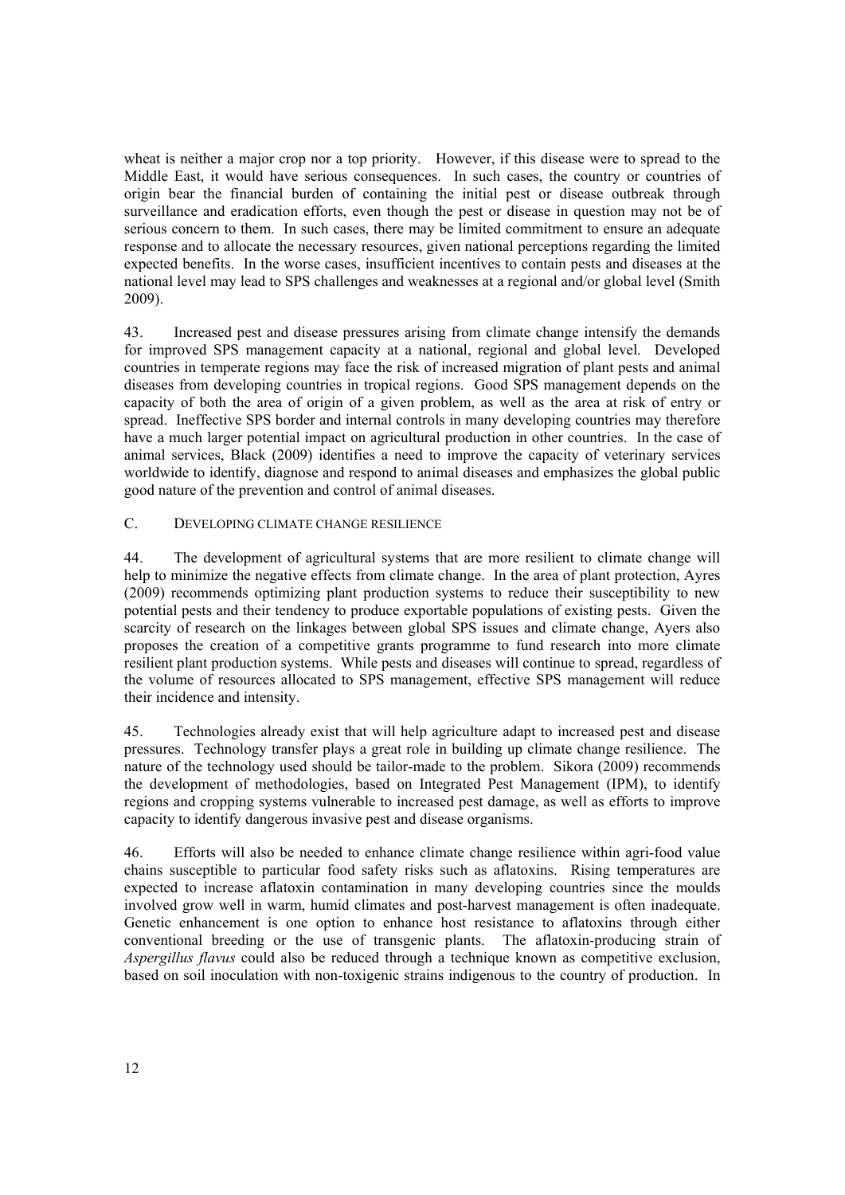wheat is neither a major crop nor a top priority. However, if this disease were to spread to the Middle East, it would have serious consequences. In such cases, the country or countries of origin bear the financial burden of containing the initial pest or disease outbreak through surveillance and eradication efforts, even though the pest or disease in question may not be of serious concern to them. In such cases, there may be limited commitment to ensure an adequate response and to allocate the necessary resources, given national perceptions regarding the limited expected benefits. In the worse cases, insufficient incentives to contain pests and diseases at the national level may lead to SPS challenges and weaknesses at a regional and/or global level (Smith 2009).

43. Increased pest and disease pressures arising from climate change intensify the demands for improved SPS management capacity at a national, regional and global level. Developed countries in temperate regions may face the risk of increased migration of plant pests and animal diseases from developing countries in tropical regions. Good SPS management depends on the capacity of both the area of origin of a given problem, as well as the area at risk of entry or spread. Ineffective SPS border and internal controls in many developing countries may therefore have a much larger potential impact on agricultural production in other countries. In the case of animal services, Black (2009) identifies a need to improve the capacity of veterinary services worldwide to identify, diagnose and respond to animal diseases and emphasizes the global public good nature of the prevention and control of animal diseases.

### C. DEVELOPING CLIMATE CHANGE RESILIENCE

44. The development of agricultural systems that are more resilient to climate change will help to minimize the negative effects from climate change. In the area of plant protection, Ayres (2009) recommends optimizing plant production systems to reduce their susceptibility to new potential pests and their tendency to produce exportable populations of existing pests. Given the scarcity of research on the linkages between global SPS issues and climate change, Ayers also proposes the creation of a competitive grants programme to fund research into more climate resilient plant production systems. While pests and diseases will continue to spread, regardless of the volume of resources allocated to SPS management, effective SPS management will reduce their incidence and intensity.

45. Technologies already exist that will help agriculture adapt to increased pest and disease pressures. Technology transfer plays a great role in building up climate change resilience. The nature of the technology used should be tailor-made to the problem. Sikora (2009) recommends the development of methodologies, based on Integrated Pest Management (IPM), to identify regions and cropping systems vulnerable to increased pest damage, as well as efforts to improve capacity to identify dangerous invasive pest and disease organisms.

46. Efforts will also be needed to enhance climate change resilience within agri-food value chains susceptible to particular food safety risks such as aflatoxins. Rising temperatures are expected to increase aflatoxin contamination in many developing countries since the moulds involved grow well in warm, humid climates and post-harvest management is often inadequate. Genetic enhancement is one option to enhance host resistance to aflatoxins through either conventional breeding or the use of transgenic plants. The aflatoxin-producing strain of *Aspergillus flavus* could also be reduced through a technique known as competitive exclusion, based on soil inoculation with non-toxigenic strains indigenous to the country of production. In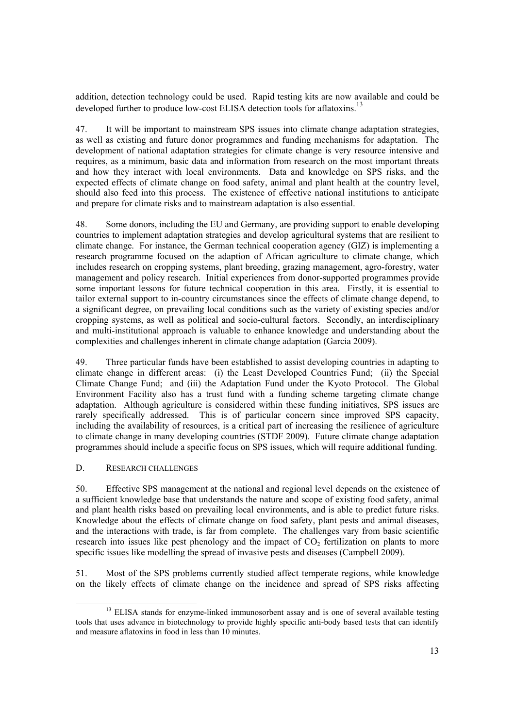addition, detection technology could be used. Rapid testing kits are now available and could be developed further to produce low-cost ELISA detection tools for aflatoxins.[13]

47. It will be important to mainstream SPS issues into climate change adaptation strategies, as well as existing and future donor programmes and funding mechanisms for adaptation. The development of national adaptation strategies for climate change is very resource intensive and requires, as a minimum, basic data and information from research on the most important threats and how they interact with local environments. Data and knowledge on SPS risks, and the expected effects of climate change on food safety, animal and plant health at the country level, should also feed into this process. The existence of effective national institutions to anticipate and prepare for climate risks and to mainstream adaptation is also essential.

48. Some donors, including the EU and Germany, are providing support to enable developing countries to implement adaptation strategies and develop agricultural systems that are resilient to climate change. For instance, the German technical cooperation agency (GIZ) is implementing a research programme focused on the adaption of African agriculture to climate change, which includes research on cropping systems, plant breeding, grazing management, agro-forestry, water management and policy research. Initial experiences from donor-supported programmes provide some important lessons for future technical cooperation in this area. Firstly, it is essential to tailor external support to in-country circumstances since the effects of climate change depend, to a significant degree, on prevailing local conditions such as the variety of existing species and/or cropping systems, as well as political and socio-cultural factors. Secondly, an interdisciplinary and multi-institutional approach is valuable to enhance knowledge and understanding about the complexities and challenges inherent in climate change adaptation (Garcia 2009).

49. Three particular funds have been established to assist developing countries in adapting to climate change in different areas: (i) the Least Developed Countries Fund; (ii) the Special Climate Change Fund; and (iii) the Adaptation Fund under the Kyoto Protocol. The Global Environment Facility also has a trust fund with a funding scheme targeting climate change adaptation. Although agriculture is considered within these funding initiatives, SPS issues are rarely specifically addressed. This is of particular concern since improved SPS capacity, including the availability of resources, is a critical part of increasing the resilience of agriculture to climate change in many developing countries (STDF 2009). Future climate change adaptation programmes should include a specific focus on SPS issues, which will require additional funding.

## D. RESEARCH CHALLENGES

50. Effective SPS management at the national and regional level depends on the existence of a sufficient knowledge base that understands the nature and scope of existing food safety, animal and plant health risks based on prevailing local environments, and is able to predict future risks. Knowledge about the effects of climate change on food safety, plant pests and animal diseases, and the interactions with trade, is far from complete. The challenges vary from basic scientific research into issues like pest phenology and the impact of $CO_2$ fertilization on plants to more specific issues like modelling the spread of invasive pests and diseases (Campbell 2009).

51. Most of the SPS problems currently studied affect temperate regions, while knowledge on the likely effects of climate change on the incidence and spread of SPS risks affecting

[13] ELISA stands for enzyme-linked immunosorbent assay and is one of several available testing tools that uses advance in biotechnology to provide highly specific anti-body based tests that can identify and measure aflatoxins in food in less than 10 minutes.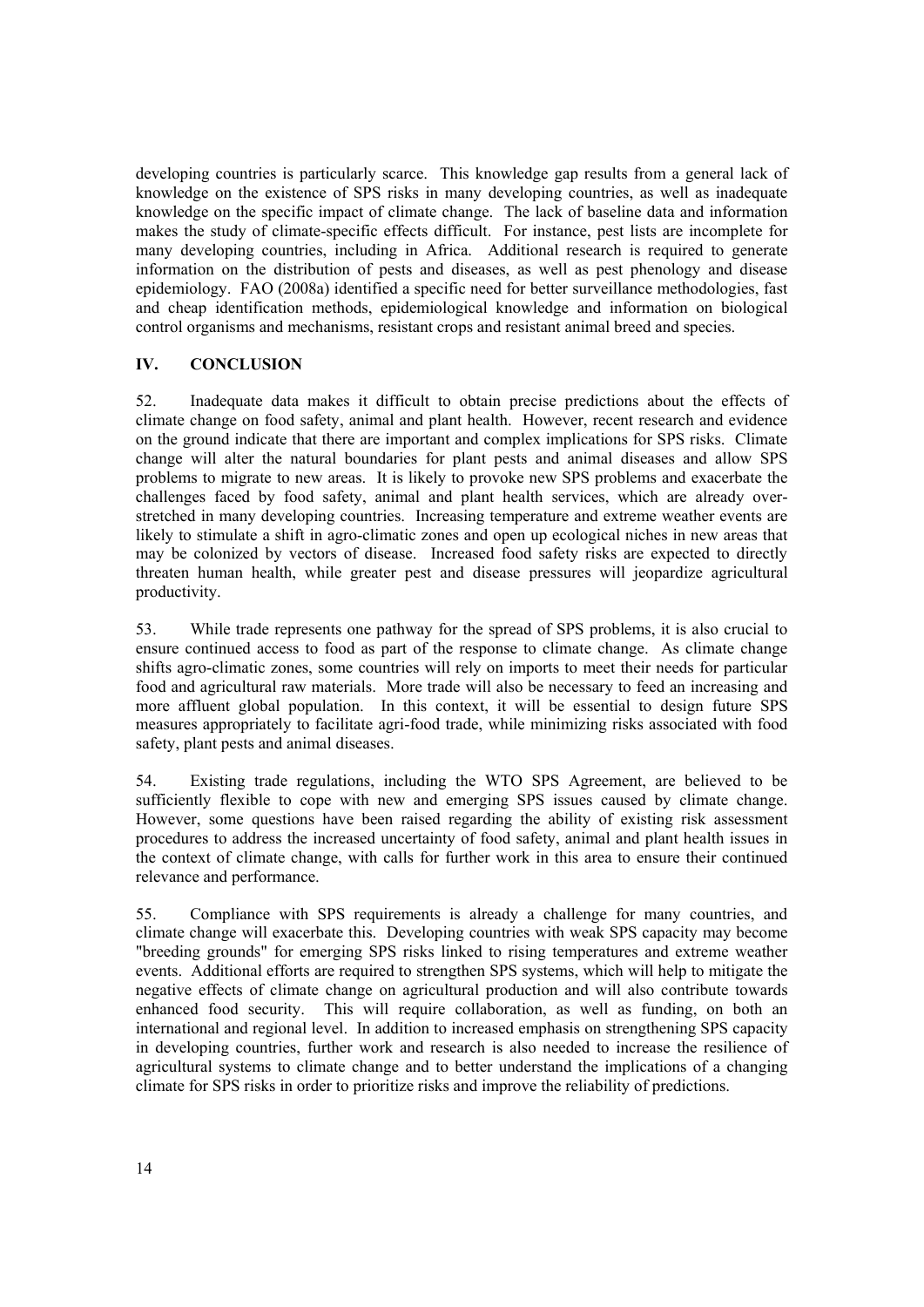developing countries is particularly scarce. This knowledge gap results from a general lack of knowledge on the existence of SPS risks in many developing countries, as well as inadequate knowledge on the specific impact of climate change. The lack of baseline data and information makes the study of climate-specific effects difficult. For instance, pest lists are incomplete for many developing countries, including in Africa. Additional research is required to generate information on the distribution of pests and diseases, as well as pest phenology and disease epidemiology. FAO (2008a) identified a specific need for better surveillance methodologies, fast and cheap identification methods, epidemiological knowledge and information on biological control organisms and mechanisms, resistant crops and resistant animal breed and species.

## IV. CONCLUSION

52. Inadequate data makes it difficult to obtain precise predictions about the effects of climate change on food safety, animal and plant health. However, recent research and evidence on the ground indicate that there are important and complex implications for SPS risks. Climate change will alter the natural boundaries for plant pests and animal diseases and allow SPS problems to migrate to new areas. It is likely to provoke new SPS problems and exacerbate the challenges faced by food safety, animal and plant health services, which are already over-stretched in many developing countries. Increasing temperature and extreme weather events are likely to stimulate a shift in agro-climatic zones and open up ecological niches in new areas that may be colonized by vectors of disease. Increased food safety risks are expected to directly threaten human health, while greater pest and disease pressures will jeopardize agricultural productivity.

53. While trade represents one pathway for the spread of SPS problems, it is also crucial to ensure continued access to food as part of the response to climate change. As climate change shifts agro-climatic zones, some countries will rely on imports to meet their needs for particular food and agricultural raw materials. More trade will also be necessary to feed an increasing and more affluent global population. In this context, it will be essential to design future SPS measures appropriately to facilitate agri-food trade, while minimizing risks associated with food safety, plant pests and animal diseases.

54. Existing trade regulations, including the WTO SPS Agreement, are believed to be sufficiently flexible to cope with new and emerging SPS issues caused by climate change. However, some questions have been raised regarding the ability of existing risk assessment procedures to address the increased uncertainty of food safety, animal and plant health issues in the context of climate change, with calls for further work in this area to ensure their continued relevance and performance.

55. Compliance with SPS requirements is already a challenge for many countries, and climate change will exacerbate this. Developing countries with weak SPS capacity may become "breeding grounds" for emerging SPS risks linked to rising temperatures and extreme weather events. Additional efforts are required to strengthen SPS systems, which will help to mitigate the negative effects of climate change on agricultural production and will also contribute towards enhanced food security. This will require collaboration, as well as funding, on both an international and regional level. In addition to increased emphasis on strengthening SPS capacity in developing countries, further work and research is also needed to increase the resilience of agricultural systems to climate change and to better understand the implications of a changing climate for SPS risks in order to prioritize risks and improve the reliability of predictions.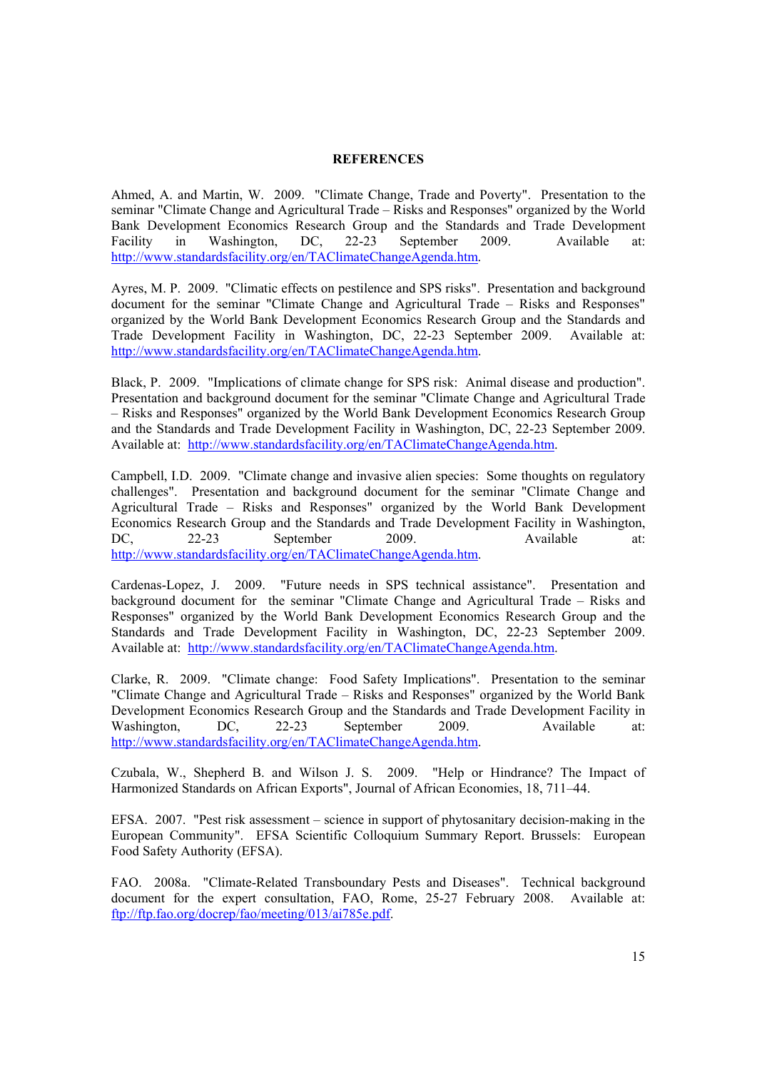# REFERENCES

Ahmed, A. and Martin, W. 2009. "Climate Change, Trade and Poverty". Presentation to the seminar "Climate Change and Agricultural Trade – Risks and Responses" organized by the World Bank Development Economics Research Group and the Standards and Trade Development Facility in Washington, DC, 22-23 September 2009. Available at: http://www.standardsfacility.org/en/TAClimateChangeAgenda.htm.

Ayres, M. P. 2009. "Climatic effects on pestilence and SPS risks". Presentation and background document for the seminar "Climate Change and Agricultural Trade – Risks and Responses" organized by the World Bank Development Economics Research Group and the Standards and Trade Development Facility in Washington, DC, 22-23 September 2009. Available at: http://www.standardsfacility.org/en/TAClimateChangeAgenda.htm.

Black, P. 2009. "Implications of climate change for SPS risk: Animal disease and production". Presentation and background document for the seminar "Climate Change and Agricultural Trade – Risks and Responses" organized by the World Bank Development Economics Research Group and the Standards and Trade Development Facility in Washington, DC, 22-23 September 2009. Available at: http://www.standardsfacility.org/en/TAClimateChangeAgenda.htm.

Campbell, I.D. 2009. "Climate change and invasive alien species: Some thoughts on regulatory challenges". Presentation and background document for the seminar "Climate Change and Agricultural Trade – Risks and Responses" organized by the World Bank Development Economics Research Group and the Standards and Trade Development Facility in Washington, DC, 22-23 September 2009. Available at: http://www.standardsfacility.org/en/TAClimateChangeAgenda.htm.

Cardenas-Lopez, J. 2009. "Future needs in SPS technical assistance". Presentation and background document for the seminar "Climate Change and Agricultural Trade – Risks and Responses" organized by the World Bank Development Economics Research Group and the Standards and Trade Development Facility in Washington, DC, 22-23 September 2009. Available at: http://www.standardsfacility.org/en/TAClimateChangeAgenda.htm.

Clarke, R. 2009. "Climate change: Food Safety Implications". Presentation to the seminar "Climate Change and Agricultural Trade – Risks and Responses" organized by the World Bank Development Economics Research Group and the Standards and Trade Development Facility in Washington, DC, 22-23 September 2009. Available at: http://www.standardsfacility.org/en/TAClimateChangeAgenda.htm.

Czubala, W., Shepherd B. and Wilson J. S. 2009. "Help or Hindrance? The Impact of Harmonized Standards on African Exports", Journal of African Economies, 18, 711–44.

EFSA. 2007. "Pest risk assessment – science in support of phytosanitary decision-making in the European Community". EFSA Scientific Colloquium Summary Report. Brussels: European Food Safety Authority (EFSA).

FAO. 2008a. "Climate-Related Transboundary Pests and Diseases". Technical background document for the expert consultation, FAO, Rome, 25-27 February 2008. Available at: ftp://ftp.fao.org/docrep/fao/meeting/013/ai785e.pdf.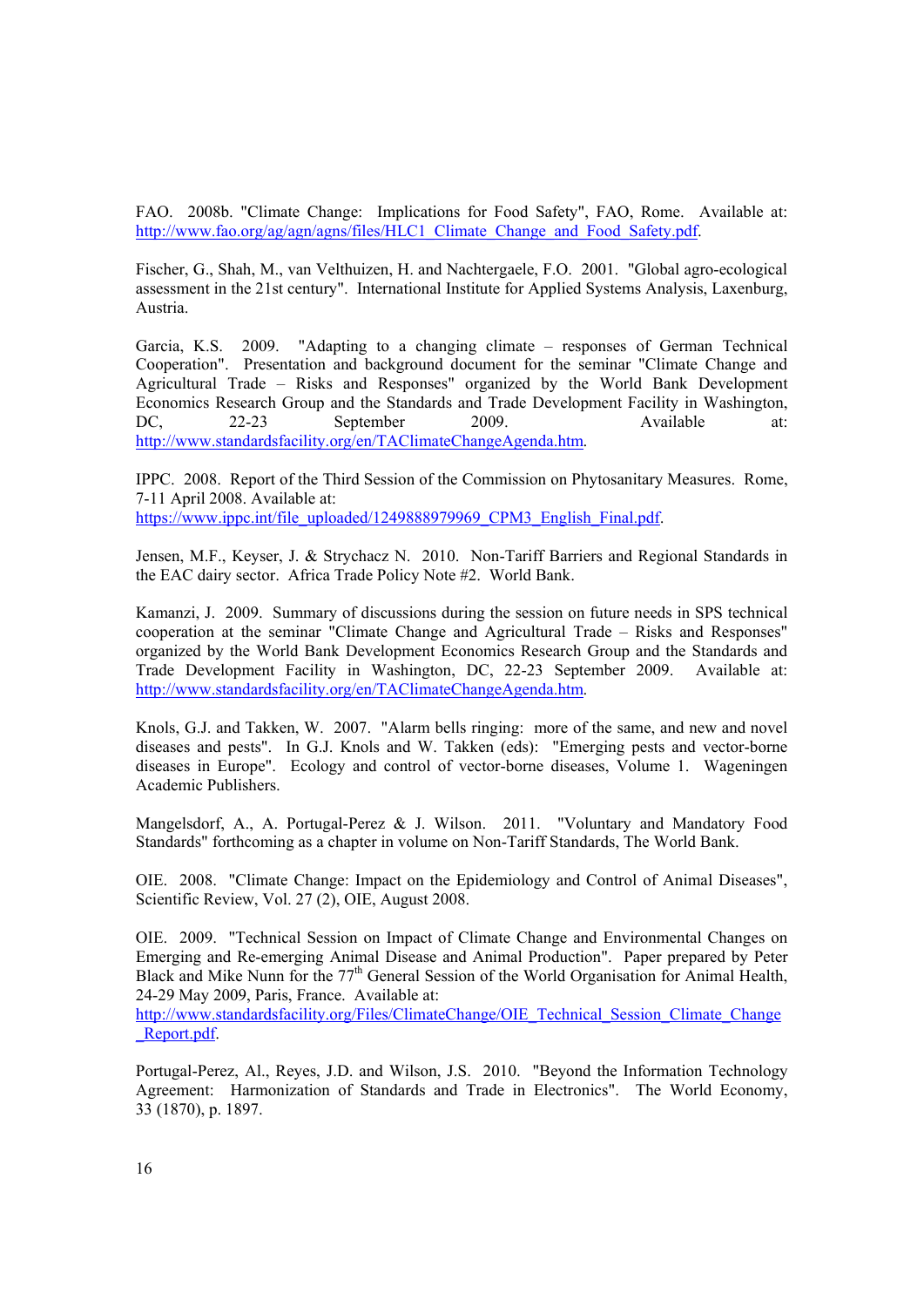FAO. 2008b. "Climate Change: Implications for Food Safety", FAO, Rome. Available at: http://www.fao.org/ag/agn/agns/files/HLC1_Climate_Change_and_Food_Safety.pdf.

Fischer, G., Shah, M., van Velthuizen, H. and Nachtergaele, F.O. 2001. "Global agro-ecological assessment in the 21st century". International Institute for Applied Systems Analysis, Laxenburg, Austria.

Garcia, K.S. 2009. "Adapting to a changing climate – responses of German Technical Cooperation". Presentation and background document for the seminar "Climate Change and Agricultural Trade – Risks and Responses" organized by the World Bank Development Economics Research Group and the Standards and Trade Development Facility in Washington, DC, 22-23 September 2009. Available at: http://www.standardsfacility.org/en/TAClimateChangeAgenda.htm.

IPPC. 2008. Report of the Third Session of the Commission on Phytosanitary Measures. Rome, 7-11 April 2008. Available at: https://www.ippc.int/file_uploaded/1249888979969_CPM3_English_Final.pdf.

Jensen, M.F., Keyser, J. & Strychacz N. 2010. Non-Tariff Barriers and Regional Standards in the EAC dairy sector. Africa Trade Policy Note #2. World Bank.

Kamanzi, J. 2009. Summary of discussions during the session on future needs in SPS technical cooperation at the seminar "Climate Change and Agricultural Trade – Risks and Responses" organized by the World Bank Development Economics Research Group and the Standards and Trade Development Facility in Washington, DC, 22-23 September 2009. Available at: http://www.standardsfacility.org/en/TAClimateChangeAgenda.htm.

Knols, G.J. and Takken, W. 2007. "Alarm bells ringing: more of the same, and new and novel diseases and pests". In G.J. Knols and W. Takken (eds): "Emerging pests and vector-borne diseases in Europe". Ecology and control of vector-borne diseases, Volume 1. Wageningen Academic Publishers.

Mangelsdorf, A., A. Portugal-Perez & J. Wilson. 2011. "Voluntary and Mandatory Food Standards" forthcoming as a chapter in volume on Non-Tariff Standards, The World Bank.

OIE. 2008. "Climate Change: Impact on the Epidemiology and Control of Animal Diseases", Scientific Review, Vol. 27 (2), OIE, August 2008.

OIE. 2009. "Technical Session on Impact of Climate Change and Environmental Changes on Emerging and Re-emerging Animal Disease and Animal Production". Paper prepared by Peter Black and Mike Nunn for the 77th General Session of the World Organisation for Animal Health, 24-29 May 2009, Paris, France. Available at: http://www.standardsfacility.org/Files/ClimateChange/OIE_Technical_Session_Climate_Change_Report.pdf.

Portugal-Perez, Al., Reyes, J.D. and Wilson, J.S. 2010. "Beyond the Information Technology Agreement: Harmonization of Standards and Trade in Electronics". The World Economy, 33 (1870), p. 1897.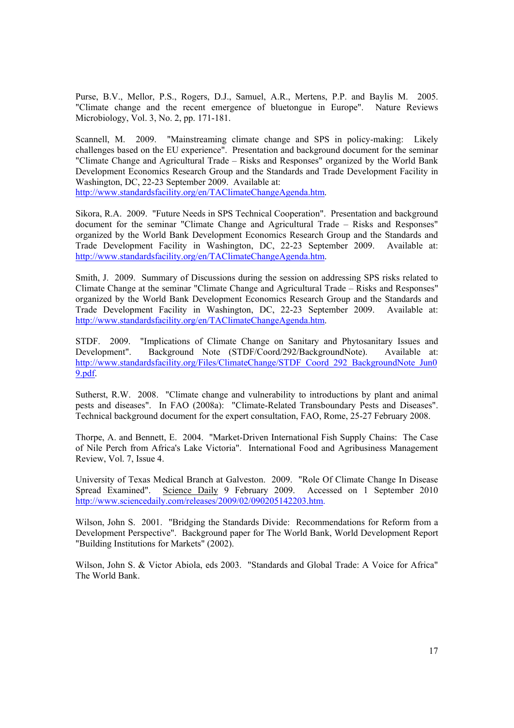Purse, B.V., Mellor, P.S., Rogers, D.J., Samuel, A.R., Mertens, P.P. and Baylis M. 2005. "Climate change and the recent emergence of bluetongue in Europe". Nature Reviews Microbiology, Vol. 3, No. 2, pp. 171-181.

Scannell, M. 2009. "Mainstreaming climate change and SPS in policy-making: Likely challenges based on the EU experience". Presentation and background document for the seminar "Climate Change and Agricultural Trade – Risks and Responses" organized by the World Bank Development Economics Research Group and the Standards and Trade Development Facility in Washington, DC, 22-23 September 2009. Available at: http://www.standardsfacility.org/en/TAClimateChangeAgenda.htm.

Sikora, R.A. 2009. "Future Needs in SPS Technical Cooperation". Presentation and background document for the seminar "Climate Change and Agricultural Trade – Risks and Responses" organized by the World Bank Development Economics Research Group and the Standards and Trade Development Facility in Washington, DC, 22-23 September 2009. Available at: http://www.standardsfacility.org/en/TAClimateChangeAgenda.htm.

Smith, J. 2009. Summary of Discussions during the session on addressing SPS risks related to Climate Change at the seminar "Climate Change and Agricultural Trade – Risks and Responses" organized by the World Bank Development Economics Research Group and the Standards and Trade Development Facility in Washington, DC, 22-23 September 2009. Available at: http://www.standardsfacility.org/en/TAClimateChangeAgenda.htm.

STDF. 2009. "Implications of Climate Change on Sanitary and Phytosanitary Issues and Development". Background Note (STDF/Coord/292/BackgroundNote). Available at: http://www.standardsfacility.org/Files/ClimateChange/STDF_Coord_292_BackgroundNote_Jun09.pdf.

Sutherst, R.W. 2008. "Climate change and vulnerability to introductions by plant and animal pests and diseases". In FAO (2008a): "Climate-Related Transboundary Pests and Diseases". Technical background document for the expert consultation, FAO, Rome, 25-27 February 2008.

Thorpe, A. and Bennett, E. 2004. "Market-Driven International Fish Supply Chains: The Case of Nile Perch from Africa's Lake Victoria". International Food and Agribusiness Management Review, Vol. 7, Issue 4.

University of Texas Medical Branch at Galveston. 2009. "Role Of Climate Change In Disease Spread Examined". Science Daily 9 February 2009. Accessed on 1 September 2010 http://www.sciencedaily.com/releases/2009/02/090205142203.htm.

Wilson, John S. 2001. "Bridging the Standards Divide: Recommendations for Reform from a Development Perspective". Background paper for The World Bank, World Development Report "Building Institutions for Markets" (2002).

Wilson, John S. & Victor Abiola, eds 2003. "Standards and Global Trade: A Voice for Africa" The World Bank.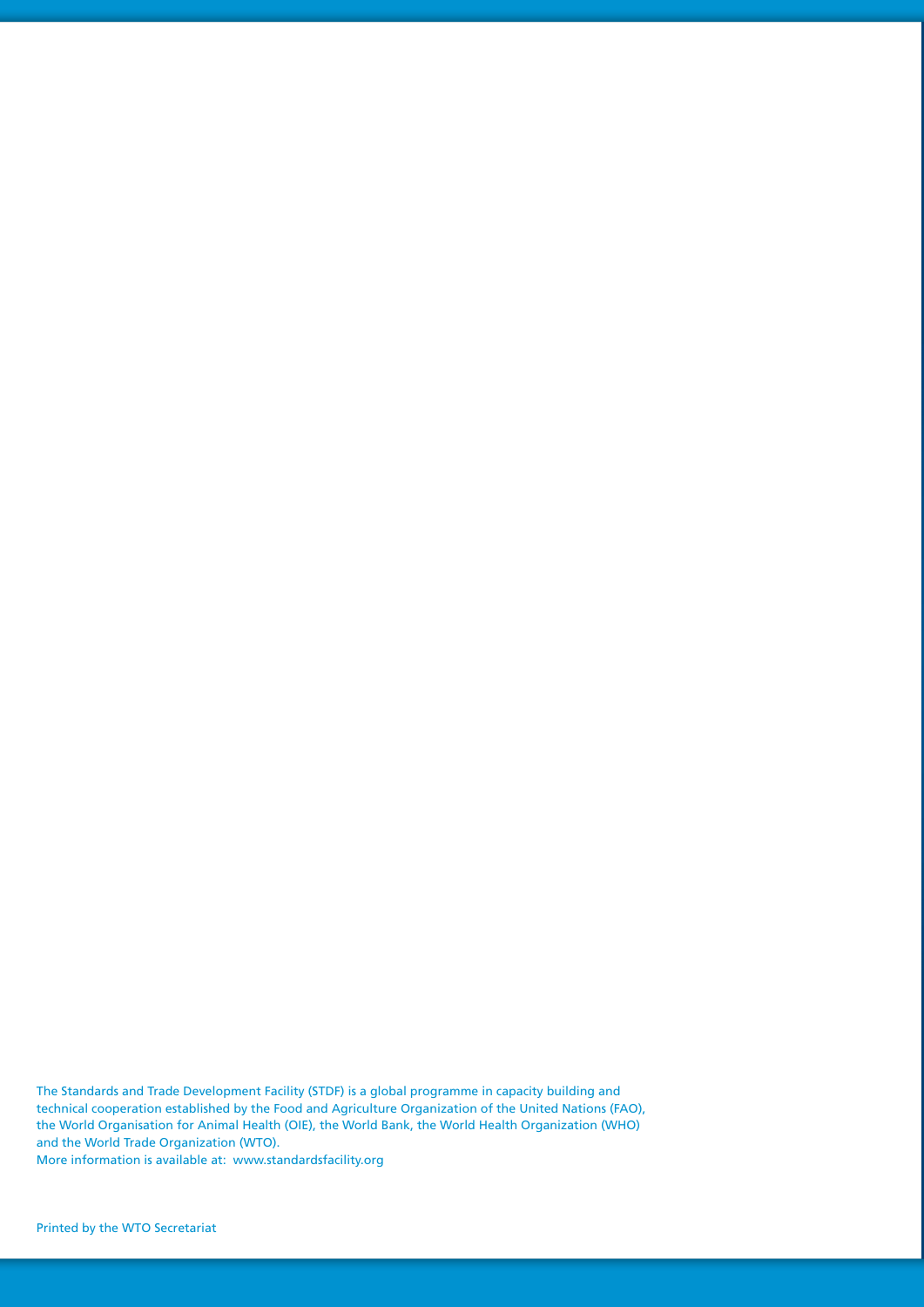The Standards and Trade Development Facility (STDF) is a global programme in capacity building and technical cooperation established by the Food and Agriculture Organization of the United Nations (FAO), the World Organisation for Animal Health (OIE), the World Bank, the World Health Organization (WHO) and the World Trade Organization (WTO).
More information is available at: www.standardsfacility.org

Printed by the WTO Secretariat